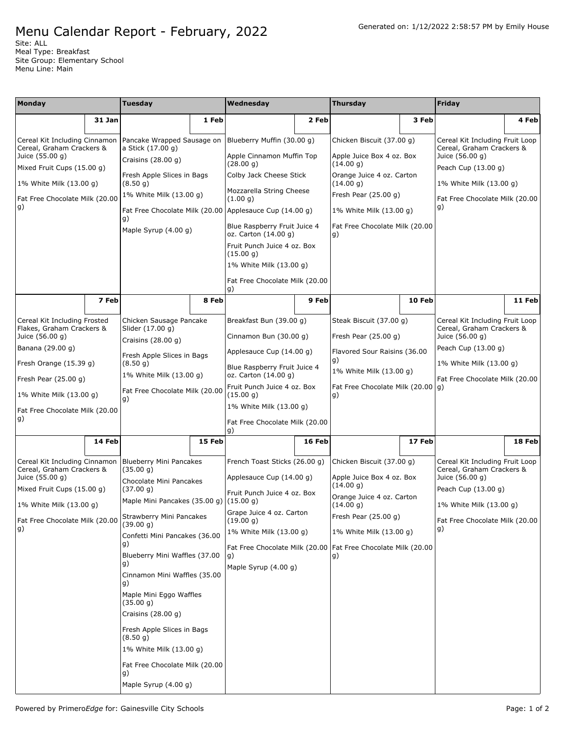# Menu Calendar Report - February, 2022

Generated on: 1/12/2022 2:58:57 PM by Emily House

Site: ALL
Meal Type: Breakfast
Site Group: Elementary School
Menu Line: Main

| Monday | Tuesday | Wednesday | Thursday | Friday |
|---|---|---|---|---|
| **31 Jan** | **1 Feb** | **2 Feb** | **3 Feb** | **4 Feb** |
| Cereal Kit Including Cinnamon Cereal, Graham Crackers & Juice (55.00 g)<br>Mixed Fruit Cups (15.00 g)<br>1% White Milk (13.00 g)<br>Fat Free Chocolate Milk (20.00 g) | Pancake Wrapped Sausage on a Stick (17.00 g)<br>Craisins (28.00 g)<br>Fresh Apple Slices in Bags (8.50 g)<br>1% White Milk (13.00 g)<br>Fat Free Chocolate Milk (20.00 g)<br>Maple Syrup (4.00 g) | Blueberry Muffin (30.00 g)<br>Apple Cinnamon Muffin Top (28.00 g)<br>Colby Jack Cheese Stick<br>Mozzarella String Cheese (1.00 g)<br>Applesauce Cup (14.00 g)<br>Blue Raspberry Fruit Juice 4 oz. Carton (14.00 g)<br>Fruit Punch Juice 4 oz. Box (15.00 g)<br>1% White Milk (13.00 g)<br>Fat Free Chocolate Milk (20.00 g) | Chicken Biscuit (37.00 g)<br>Apple Juice Box 4 oz. Box (14.00 g)<br>Orange Juice 4 oz. Carton (14.00 g)<br>Fresh Pear (25.00 g)<br>1% White Milk (13.00 g)<br>Fat Free Chocolate Milk (20.00 g) | Cereal Kit Including Fruit Loop Cereal, Graham Crackers & Juice (56.00 g)<br>Peach Cup (13.00 g)<br>1% White Milk (13.00 g)<br>Fat Free Chocolate Milk (20.00 g) |
| **7 Feb** | **8 Feb** | **9 Feb** | **10 Feb** | **11 Feb** |
| Cereal Kit Including Frosted Flakes, Graham Crackers & Juice (56.00 g)<br>Banana (29.00 g)<br>Fresh Orange (15.39 g)<br>Fresh Pear (25.00 g)<br>1% White Milk (13.00 g)<br>Fat Free Chocolate Milk (20.00 g) | Chicken Sausage Pancake Slider (17.00 g)<br>Craisins (28.00 g)<br>Fresh Apple Slices in Bags (8.50 g)<br>1% White Milk (13.00 g)<br>Fat Free Chocolate Milk (20.00 g) | Breakfast Bun (39.00 g)<br>Cinnamon Bun (30.00 g)<br>Applesauce Cup (14.00 g)<br>Blue Raspberry Fruit Juice 4 oz. Carton (14.00 g)<br>Fruit Punch Juice 4 oz. Box (15.00 g)<br>1% White Milk (13.00 g)<br>Fat Free Chocolate Milk (20.00 g) | Steak Biscuit (37.00 g)<br>Fresh Pear (25.00 g)<br>Flavored Sour Raisins (36.00 g)<br>1% White Milk (13.00 g)<br>Fat Free Chocolate Milk (20.00 g) | Cereal Kit Including Fruit Loop Cereal, Graham Crackers & Juice (56.00 g)<br>Peach Cup (13.00 g)<br>1% White Milk (13.00 g)<br>Fat Free Chocolate Milk (20.00 g) |
| **14 Feb** | **15 Feb** | **16 Feb** | **17 Feb** | **18 Feb** |
| Cereal Kit Including Cinnamon Cereal, Graham Crackers & Juice (55.00 g)<br>Mixed Fruit Cups (15.00 g)<br>1% White Milk (13.00 g)<br>Fat Free Chocolate Milk (20.00 g) | Blueberry Mini Pancakes (35.00 g)<br>Chocolate Mini Pancakes (37.00 g)<br>Maple Mini Pancakes (35.00 g)<br>Strawberry Mini Pancakes (39.00 g)<br>Confetti Mini Pancakes (36.00 g)<br>Blueberry Mini Waffles (37.00 g)<br>Cinnamon Mini Waffles (35.00 g)<br>Maple Mini Eggo Waffles (35.00 g)<br>Craisins (28.00 g)<br>Fresh Apple Slices in Bags (8.50 g)<br>1% White Milk (13.00 g)<br>Fat Free Chocolate Milk (20.00 g)<br>Maple Syrup (4.00 g) | French Toast Sticks (26.00 g)<br>Applesauce Cup (14.00 g)<br>Fruit Punch Juice 4 oz. Box (15.00 g)<br>Grape Juice 4 oz. Carton (19.00 g)<br>1% White Milk (13.00 g)<br>Fat Free Chocolate Milk (20.00 g)<br>Maple Syrup (4.00 g) | Chicken Biscuit (37.00 g)<br>Apple Juice Box 4 oz. Box (14.00 g)<br>Orange Juice 4 oz. Carton (14.00 g)<br>Fresh Pear (25.00 g)<br>1% White Milk (13.00 g)<br>Fat Free Chocolate Milk (20.00 g) | Cereal Kit Including Fruit Loop Cereal, Graham Crackers & Juice (56.00 g)<br>Peach Cup (13.00 g)<br>1% White Milk (13.00 g)<br>Fat Free Chocolate Milk (20.00 g) |

Powered by Primero*Edge* for: Gainesville City Schools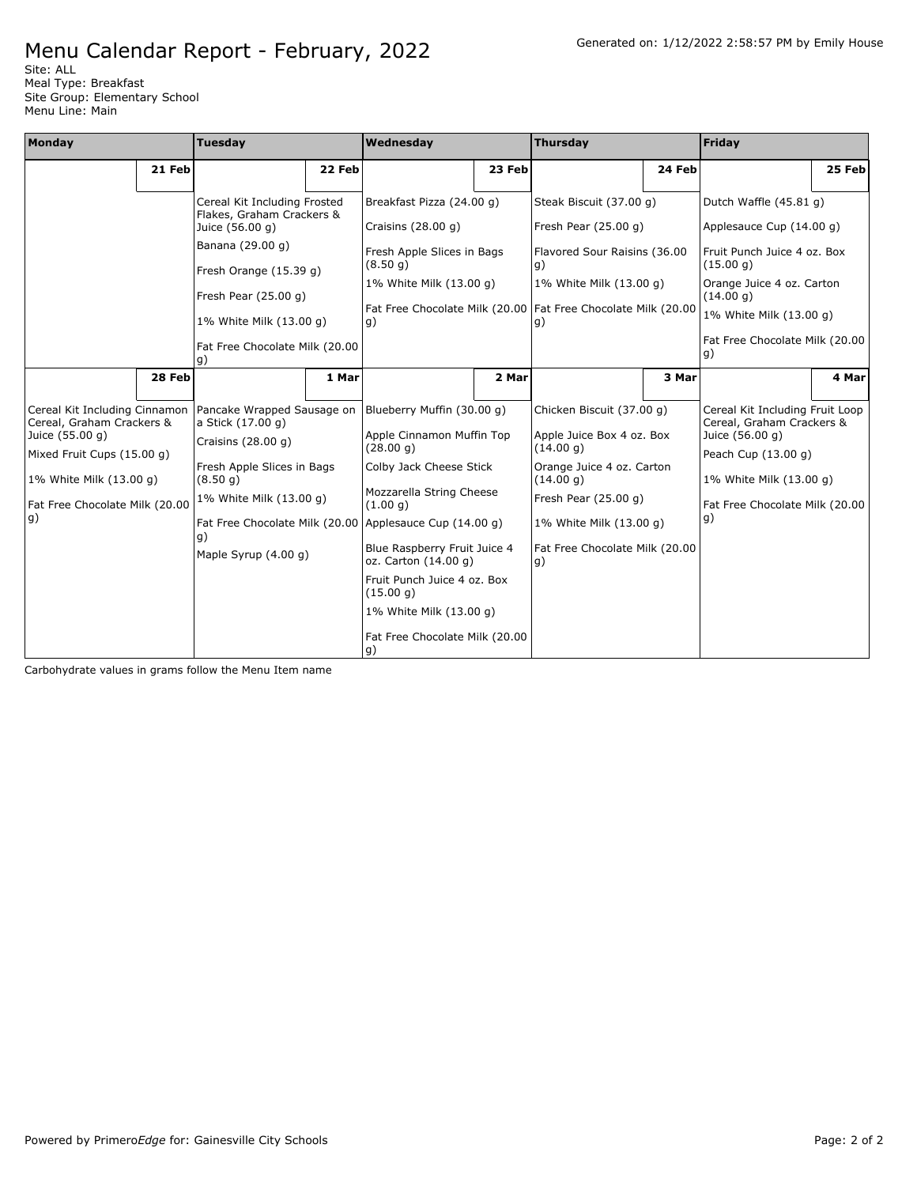# Menu Calendar Report - February, 2022

Generated on: 1/12/2022 2:58:57 PM by Emily House

Site: ALL
Meal Type: Breakfast
Site Group: Elementary School
Menu Line: Main

| Monday | Tuesday | Wednesday | Thursday | Friday |
|---|---|---|---|---|
| **21 Feb** | **22 Feb** | **23 Feb** | **24 Feb** | **25 Feb** |
| | Cereal Kit Including Frosted Flakes, Graham Crackers & Juice (56.00 g)<br>Banana (29.00 g)<br>Fresh Orange (15.39 g)<br>Fresh Pear (25.00 g)<br>1% White Milk (13.00 g)<br>Fat Free Chocolate Milk (20.00 g) | Breakfast Pizza (24.00 g)<br>Craisins (28.00 g)<br>Fresh Apple Slices in Bags (8.50 g)<br>1% White Milk (13.00 g)<br>Fat Free Chocolate Milk (20.00 g) | Steak Biscuit (37.00 g)<br>Fresh Pear (25.00 g)<br>Flavored Sour Raisins (36.00 g)<br>1% White Milk (13.00 g)<br>Fat Free Chocolate Milk (20.00 g) | Dutch Waffle (45.81 g)<br>Applesauce Cup (14.00 g)<br>Fruit Punch Juice 4 oz. Box (15.00 g)<br>Orange Juice 4 oz. Carton (14.00 g)<br>1% White Milk (13.00 g)<br>Fat Free Chocolate Milk (20.00 g) |
| **28 Feb** | **1 Mar** | **2 Mar** | **3 Mar** | **4 Mar** |
| Cereal Kit Including Cinnamon Cereal, Graham Crackers & Juice (55.00 g)<br>Mixed Fruit Cups (15.00 g)<br>1% White Milk (13.00 g)<br>Fat Free Chocolate Milk (20.00 g) | Pancake Wrapped Sausage on a Stick (17.00 g)<br>Craisins (28.00 g)<br>Fresh Apple Slices in Bags (8.50 g)<br>1% White Milk (13.00 g)<br>Fat Free Chocolate Milk (20.00 g)<br>Maple Syrup (4.00 g) | Blueberry Muffin (30.00 g)<br>Apple Cinnamon Muffin Top (28.00 g)<br>Colby Jack Cheese Stick<br>Mozzarella String Cheese (1.00 g)<br>Applesauce Cup (14.00 g)<br>Blue Raspberry Fruit Juice 4 oz. Carton (14.00 g)<br>Fruit Punch Juice 4 oz. Box (15.00 g)<br>1% White Milk (13.00 g)<br>Fat Free Chocolate Milk (20.00 g) | Chicken Biscuit (37.00 g)<br>Apple Juice Box 4 oz. Box (14.00 g)<br>Orange Juice 4 oz. Carton (14.00 g)<br>Fresh Pear (25.00 g)<br>1% White Milk (13.00 g)<br>Fat Free Chocolate Milk (20.00 g) | Cereal Kit Including Fruit Loop Cereal, Graham Crackers & Juice (56.00 g)<br>Peach Cup (13.00 g)<br>1% White Milk (13.00 g)<br>Fat Free Chocolate Milk (20.00 g) |

Carbohydrate values in grams follow the Menu Item name

Powered by Primero*Edge* for: Gainesville City Schools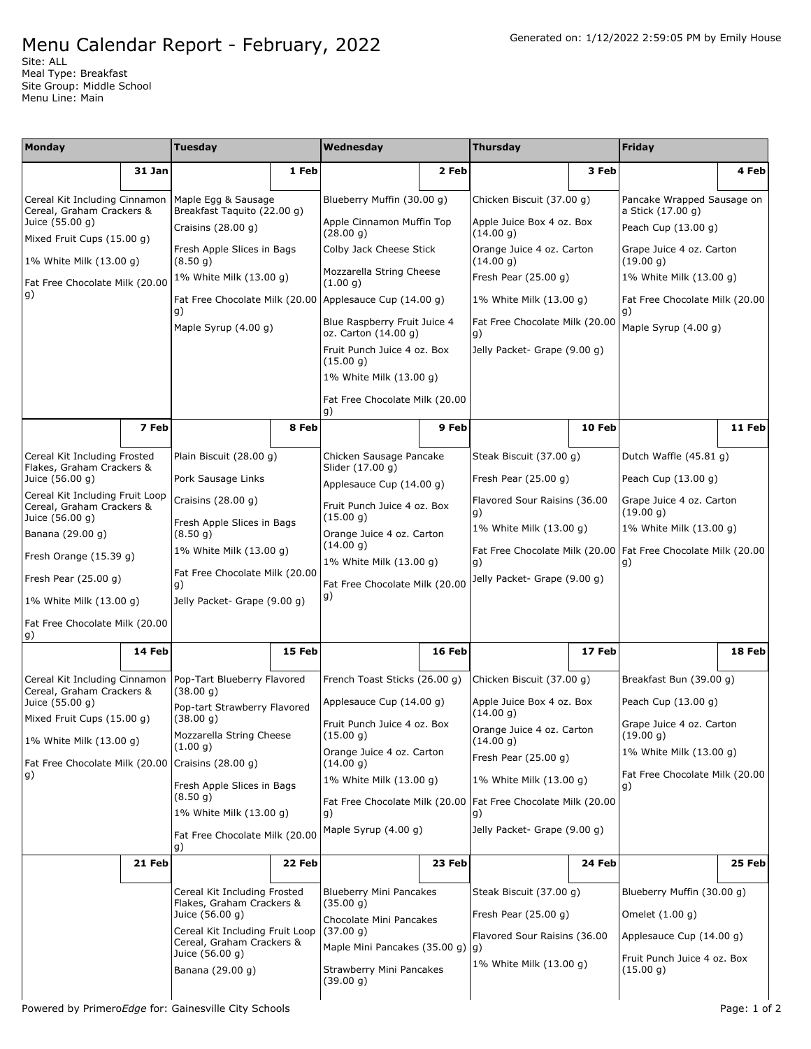# Menu Calendar Report - February, 2022

Generated on: 1/12/2022 2:59:05 PM by Emily House

Site: ALL
Meal Type: Breakfast
Site Group: Middle School
Menu Line: Main

| Monday | Tuesday | Wednesday | Thursday | Friday |
|---|---|---|---|---|
| **31 Jan** | **1 Feb** | **2 Feb** | **3 Feb** | **4 Feb** |
| Cereal Kit Including Cinnamon Cereal, Graham Crackers & Juice (55.00 g)<br>Mixed Fruit Cups (15.00 g)<br>1% White Milk (13.00 g)<br>Fat Free Chocolate Milk (20.00 g) | Maple Egg & Sausage Breakfast Taquito (22.00 g)<br>Craisins (28.00 g)<br>Fresh Apple Slices in Bags (8.50 g)<br>1% White Milk (13.00 g)<br>Fat Free Chocolate Milk (20.00 g)<br>Maple Syrup (4.00 g) | Blueberry Muffin (30.00 g)<br>Apple Cinnamon Muffin Top (28.00 g)<br>Colby Jack Cheese Stick<br>Mozzarella String Cheese (1.00 g)<br>Applesauce Cup (14.00 g)<br>Blue Raspberry Fruit Juice 4 oz. Carton (14.00 g)<br>Fruit Punch Juice 4 oz. Box (15.00 g)<br>1% White Milk (13.00 g)<br>Fat Free Chocolate Milk (20.00 g) | Chicken Biscuit (37.00 g)<br>Apple Juice Box 4 oz. Box (14.00 g)<br>Orange Juice 4 oz. Carton (14.00 g)<br>Fresh Pear (25.00 g)<br>1% White Milk (13.00 g)<br>Fat Free Chocolate Milk (20.00 g)<br>Jelly Packet- Grape (9.00 g) | Pancake Wrapped Sausage on a Stick (17.00 g)<br>Peach Cup (13.00 g)<br>Grape Juice 4 oz. Carton (19.00 g)<br>1% White Milk (13.00 g)<br>Fat Free Chocolate Milk (20.00 g)<br>Maple Syrup (4.00 g) |
| **7 Feb** | **8 Feb** | **9 Feb** | **10 Feb** | **11 Feb** |
| Cereal Kit Including Frosted Flakes, Graham Crackers & Juice (56.00 g)<br>Cereal Kit Including Fruit Loop Cereal, Graham Crackers & Juice (56.00 g)<br>Banana (29.00 g)<br>Fresh Orange (15.39 g)<br>Fresh Pear (25.00 g)<br>1% White Milk (13.00 g)<br>Fat Free Chocolate Milk (20.00 g) | Plain Biscuit (28.00 g)<br>Pork Sausage Links<br>Craisins (28.00 g)<br>Fresh Apple Slices in Bags (8.50 g)<br>1% White Milk (13.00 g)<br>Fat Free Chocolate Milk (20.00 g)<br>Jelly Packet- Grape (9.00 g) | Chicken Sausage Pancake Slider (17.00 g)<br>Applesauce Cup (14.00 g)<br>Fruit Punch Juice 4 oz. Box (15.00 g)<br>Orange Juice 4 oz. Carton (14.00 g)<br>1% White Milk (13.00 g)<br>Fat Free Chocolate Milk (20.00 g) | Steak Biscuit (37.00 g)<br>Fresh Pear (25.00 g)<br>Flavored Sour Raisins (36.00 g)<br>1% White Milk (13.00 g)<br>Fat Free Chocolate Milk (20.00 g)<br>Jelly Packet- Grape (9.00 g) | Dutch Waffle (45.81 g)<br>Peach Cup (13.00 g)<br>Grape Juice 4 oz. Carton (19.00 g)<br>1% White Milk (13.00 g)<br>Fat Free Chocolate Milk (20.00 g) |
| **14 Feb** | **15 Feb** | **16 Feb** | **17 Feb** | **18 Feb** |
| Cereal Kit Including Cinnamon Cereal, Graham Crackers & Juice (55.00 g)<br>Mixed Fruit Cups (15.00 g)<br>1% White Milk (13.00 g)<br>Fat Free Chocolate Milk (20.00 g) | Pop-Tart Blueberry Flavored (38.00 g)<br>Pop-tart Strawberry Flavored (38.00 g)<br>Mozzarella String Cheese (1.00 g)<br>Craisins (28.00 g)<br>Fresh Apple Slices in Bags (8.50 g)<br>1% White Milk (13.00 g)<br>Fat Free Chocolate Milk (20.00 g) | French Toast Sticks (26.00 g)<br>Applesauce Cup (14.00 g)<br>Fruit Punch Juice 4 oz. Box (15.00 g)<br>Orange Juice 4 oz. Carton (14.00 g)<br>1% White Milk (13.00 g)<br>Fat Free Chocolate Milk (20.00 g)<br>Maple Syrup (4.00 g) | Chicken Biscuit (37.00 g)<br>Apple Juice Box 4 oz. Box (14.00 g)<br>Orange Juice 4 oz. Carton (14.00 g)<br>Fresh Pear (25.00 g)<br>1% White Milk (13.00 g)<br>Fat Free Chocolate Milk (20.00 g)<br>Jelly Packet- Grape (9.00 g) | Breakfast Bun (39.00 g)<br>Peach Cup (13.00 g)<br>Grape Juice 4 oz. Carton (19.00 g)<br>1% White Milk (13.00 g)<br>Fat Free Chocolate Milk (20.00 g) |
| **21 Feb** | **22 Feb** | **23 Feb** | **24 Feb** | **25 Feb** |
| | Cereal Kit Including Frosted Flakes, Graham Crackers & Juice (56.00 g)<br>Cereal Kit Including Fruit Loop Cereal, Graham Crackers & Juice (56.00 g)<br>Banana (29.00 g) | Blueberry Mini Pancakes (35.00 g)<br>Chocolate Mini Pancakes (37.00 g)<br>Maple Mini Pancakes (35.00 g)<br>Strawberry Mini Pancakes (39.00 g) | Steak Biscuit (37.00 g)<br>Fresh Pear (25.00 g)<br>Flavored Sour Raisins (36.00 g)<br>1% White Milk (13.00 g) | Blueberry Muffin (30.00 g)<br>Omelet (1.00 g)<br>Applesauce Cup (14.00 g)<br>Fruit Punch Juice 4 oz. Box (15.00 g) |

Powered by Primero*Edge* for: Gainesville City Schools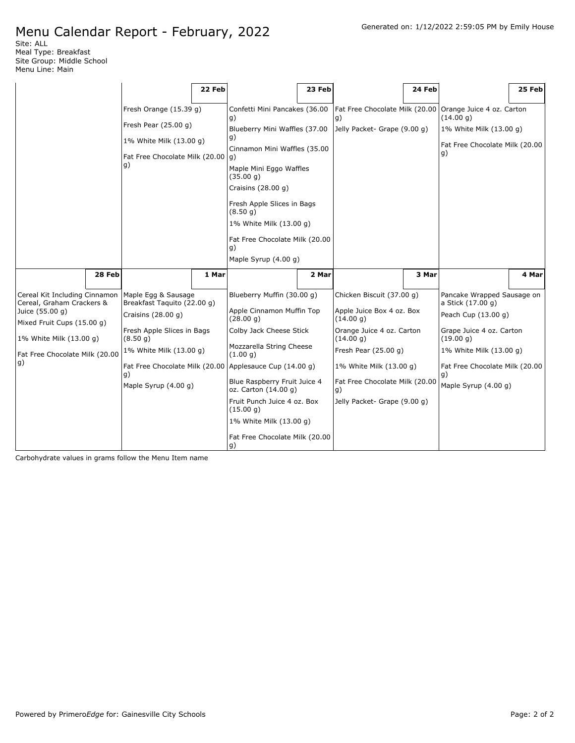# Menu Calendar Report - February, 2022

Generated on: 1/12/2022 2:59:05 PM by Emily House

Site: ALL
Meal Type: Breakfast
Site Group: Middle School
Menu Line: Main

| | 22 Feb | 23 Feb | 24 Feb | 25 Feb |
|---|---|---|---|---|
| | Fresh Orange (15.39 g)<br>Fresh Pear (25.00 g)<br>1% White Milk (13.00 g)<br>Fat Free Chocolate Milk (20.00 g) | Confetti Mini Pancakes (36.00 g)<br>Blueberry Mini Waffles (37.00 g)<br>Cinnamon Mini Waffles (35.00 g)<br>Maple Mini Eggo Waffles (35.00 g)<br>Craisins (28.00 g)<br>Fresh Apple Slices in Bags (8.50 g)<br>1% White Milk (13.00 g)<br>Fat Free Chocolate Milk (20.00 g)<br>Maple Syrup (4.00 g) | Fat Free Chocolate Milk (20.00 g)<br>Jelly Packet- Grape (9.00 g) | Orange Juice 4 oz. Carton (14.00 g)<br>1% White Milk (13.00 g)<br>Fat Free Chocolate Milk (20.00 g) |

| 28 Feb | 1 Mar | 2 Mar | 3 Mar | 4 Mar |
|---|---|---|---|---|
| Cereal Kit Including Cinnamon Cereal, Graham Crackers & Juice (55.00 g)<br>Mixed Fruit Cups (15.00 g)<br>1% White Milk (13.00 g)<br>Fat Free Chocolate Milk (20.00 g) | Maple Egg & Sausage Breakfast Taquito (22.00 g)<br>Craisins (28.00 g)<br>Fresh Apple Slices in Bags (8.50 g)<br>1% White Milk (13.00 g)<br>Fat Free Chocolate Milk (20.00 g)<br>Maple Syrup (4.00 g) | Blueberry Muffin (30.00 g)<br>Apple Cinnamon Muffin Top (28.00 g)<br>Colby Jack Cheese Stick<br>Mozzarella String Cheese (1.00 g)<br>Applesauce Cup (14.00 g)<br>Blue Raspberry Fruit Juice 4 oz. Carton (14.00 g)<br>Fruit Punch Juice 4 oz. Box (15.00 g)<br>1% White Milk (13.00 g)<br>Fat Free Chocolate Milk (20.00 g) | Chicken Biscuit (37.00 g)<br>Apple Juice Box 4 oz. Box (14.00 g)<br>Orange Juice 4 oz. Carton (14.00 g)<br>Fresh Pear (25.00 g)<br>1% White Milk (13.00 g)<br>Fat Free Chocolate Milk (20.00 g)<br>Jelly Packet- Grape (9.00 g) | Pancake Wrapped Sausage on a Stick (17.00 g)<br>Peach Cup (13.00 g)<br>Grape Juice 4 oz. Carton (19.00 g)<br>1% White Milk (13.00 g)<br>Fat Free Chocolate Milk (20.00 g)<br>Maple Syrup (4.00 g) |

Carbohydrate values in grams follow the Menu Item name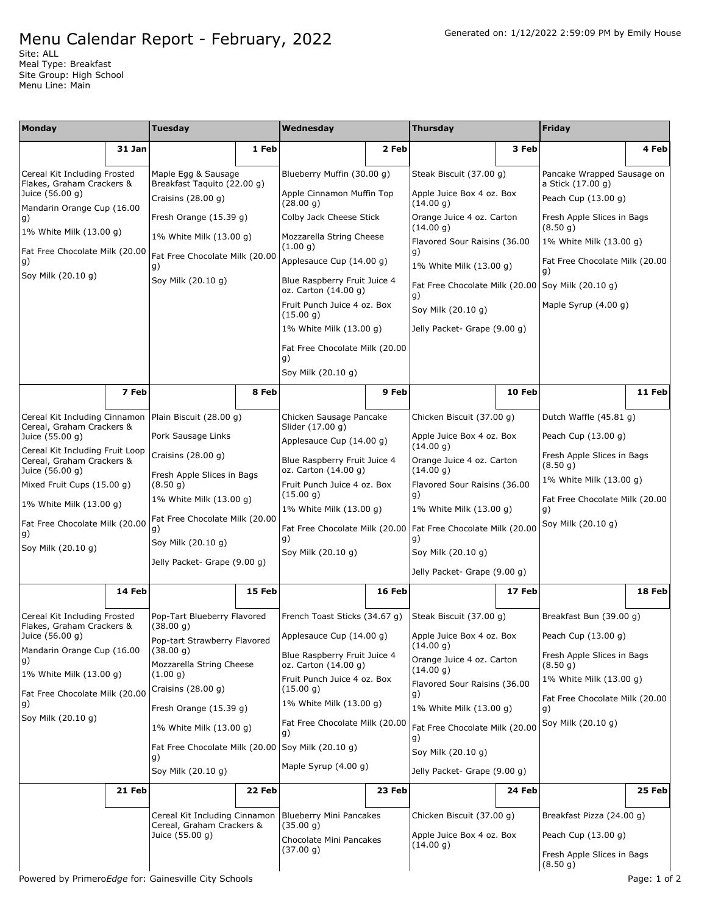# Menu Calendar Report - February, 2022

Generated on: 1/12/2022 2:59:09 PM by Emily House

Site: ALL
Meal Type: Breakfast
Site Group: High School
Menu Line: Main

| Monday | Tuesday | Wednesday | Thursday | Friday |
|---|---|---|---|---|
| **31 Jan** | **1 Feb** | **2 Feb** | **3 Feb** | **4 Feb** |
| Cereal Kit Including Frosted Flakes, Graham Crackers & Juice (56.00 g)<br>Mandarin Orange Cup (16.00 g)<br>1% White Milk (13.00 g)<br>Fat Free Chocolate Milk (20.00 g)<br>Soy Milk (20.10 g) | Maple Egg & Sausage Breakfast Taquito (22.00 g)<br>Craisins (28.00 g)<br>Fresh Orange (15.39 g)<br>1% White Milk (13.00 g)<br>Fat Free Chocolate Milk (20.00 g)<br>Soy Milk (20.10 g) | Blueberry Muffin (30.00 g)<br>Apple Cinnamon Muffin Top (28.00 g)<br>Colby Jack Cheese Stick<br>Mozzarella String Cheese (1.00 g)<br>Applesauce Cup (14.00 g)<br>Blue Raspberry Fruit Juice 4 oz. Carton (14.00 g)<br>Fruit Punch Juice 4 oz. Box (15.00 g)<br>1% White Milk (13.00 g)<br>Fat Free Chocolate Milk (20.00 g)<br>Soy Milk (20.10 g) | Steak Biscuit (37.00 g)<br>Apple Juice Box 4 oz. Box (14.00 g)<br>Orange Juice 4 oz. Carton (14.00 g)<br>Flavored Sour Raisins (36.00 g)<br>1% White Milk (13.00 g)<br>Fat Free Chocolate Milk (20.00 g)<br>Soy Milk (20.10 g)<br>Jelly Packet- Grape (9.00 g) | Pancake Wrapped Sausage on a Stick (17.00 g)<br>Peach Cup (13.00 g)<br>Fresh Apple Slices in Bags (8.50 g)<br>1% White Milk (13.00 g)<br>Fat Free Chocolate Milk (20.00 g)<br>Soy Milk (20.10 g)<br>Maple Syrup (4.00 g) |
| **7 Feb** | **8 Feb** | **9 Feb** | **10 Feb** | **11 Feb** |
| Cereal Kit Including Cinnamon Cereal, Graham Crackers & Juice (55.00 g)<br>Cereal Kit Including Fruit Loop Cereal, Graham Crackers & Juice (56.00 g)<br>Mixed Fruit Cups (15.00 g)<br>1% White Milk (13.00 g)<br>Fat Free Chocolate Milk (20.00 g)<br>Soy Milk (20.10 g) | Plain Biscuit (28.00 g)<br>Pork Sausage Links<br>Craisins (28.00 g)<br>Fresh Apple Slices in Bags (8.50 g)<br>1% White Milk (13.00 g)<br>Fat Free Chocolate Milk (20.00 g)<br>Soy Milk (20.10 g)<br>Jelly Packet- Grape (9.00 g) | Chicken Sausage Pancake Slider (17.00 g)<br>Applesauce Cup (14.00 g)<br>Blue Raspberry Fruit Juice 4 oz. Carton (14.00 g)<br>Fruit Punch Juice 4 oz. Box (15.00 g)<br>1% White Milk (13.00 g)<br>Fat Free Chocolate Milk (20.00 g)<br>Soy Milk (20.10 g) | Chicken Biscuit (37.00 g)<br>Apple Juice Box 4 oz. Box (14.00 g)<br>Orange Juice 4 oz. Carton (14.00 g)<br>Flavored Sour Raisins (36.00 g)<br>1% White Milk (13.00 g)<br>Fat Free Chocolate Milk (20.00 g)<br>Soy Milk (20.10 g)<br>Jelly Packet- Grape (9.00 g) | Dutch Waffle (45.81 g)<br>Peach Cup (13.00 g)<br>Fresh Apple Slices in Bags (8.50 g)<br>1% White Milk (13.00 g)<br>Fat Free Chocolate Milk (20.00 g)<br>Soy Milk (20.10 g) |
| **14 Feb** | **15 Feb** | **16 Feb** | **17 Feb** | **18 Feb** |
| Cereal Kit Including Frosted Flakes, Graham Crackers & Juice (56.00 g)<br>Mandarin Orange Cup (16.00 g)<br>1% White Milk (13.00 g)<br>Fat Free Chocolate Milk (20.00 g)<br>Soy Milk (20.10 g) | Pop-Tart Blueberry Flavored (38.00 g)<br>Pop-tart Strawberry Flavored (38.00 g)<br>Mozzarella String Cheese (1.00 g)<br>Craisins (28.00 g)<br>Fresh Orange (15.39 g)<br>1% White Milk (13.00 g)<br>Fat Free Chocolate Milk (20.00 g)<br>Soy Milk (20.10 g) | French Toast Sticks (34.67 g)<br>Applesauce Cup (14.00 g)<br>Blue Raspberry Fruit Juice 4 oz. Carton (14.00 g)<br>Fruit Punch Juice 4 oz. Box (15.00 g)<br>1% White Milk (13.00 g)<br>Fat Free Chocolate Milk (20.00 g)<br>Soy Milk (20.10 g)<br>Maple Syrup (4.00 g) | Steak Biscuit (37.00 g)<br>Apple Juice Box 4 oz. Box (14.00 g)<br>Orange Juice 4 oz. Carton (14.00 g)<br>Flavored Sour Raisins (36.00 g)<br>1% White Milk (13.00 g)<br>Fat Free Chocolate Milk (20.00 g)<br>Soy Milk (20.10 g)<br>Jelly Packet- Grape (9.00 g) | Breakfast Bun (39.00 g)<br>Peach Cup (13.00 g)<br>Fresh Apple Slices in Bags (8.50 g)<br>1% White Milk (13.00 g)<br>Fat Free Chocolate Milk (20.00 g)<br>Soy Milk (20.10 g) |
| **21 Feb** | **22 Feb** | **23 Feb** | **24 Feb** | **25 Feb** |
| | Cereal Kit Including Cinnamon Cereal, Graham Crackers & Juice (55.00 g) | Blueberry Mini Pancakes (35.00 g)<br>Chocolate Mini Pancakes (37.00 g) | Chicken Biscuit (37.00 g)<br>Apple Juice Box 4 oz. Box (14.00 g) | Breakfast Pizza (24.00 g)<br>Peach Cup (13.00 g)<br>Fresh Apple Slices in Bags (8.50 g) |

Powered by Primero*Edge* for: Gainesville City Schools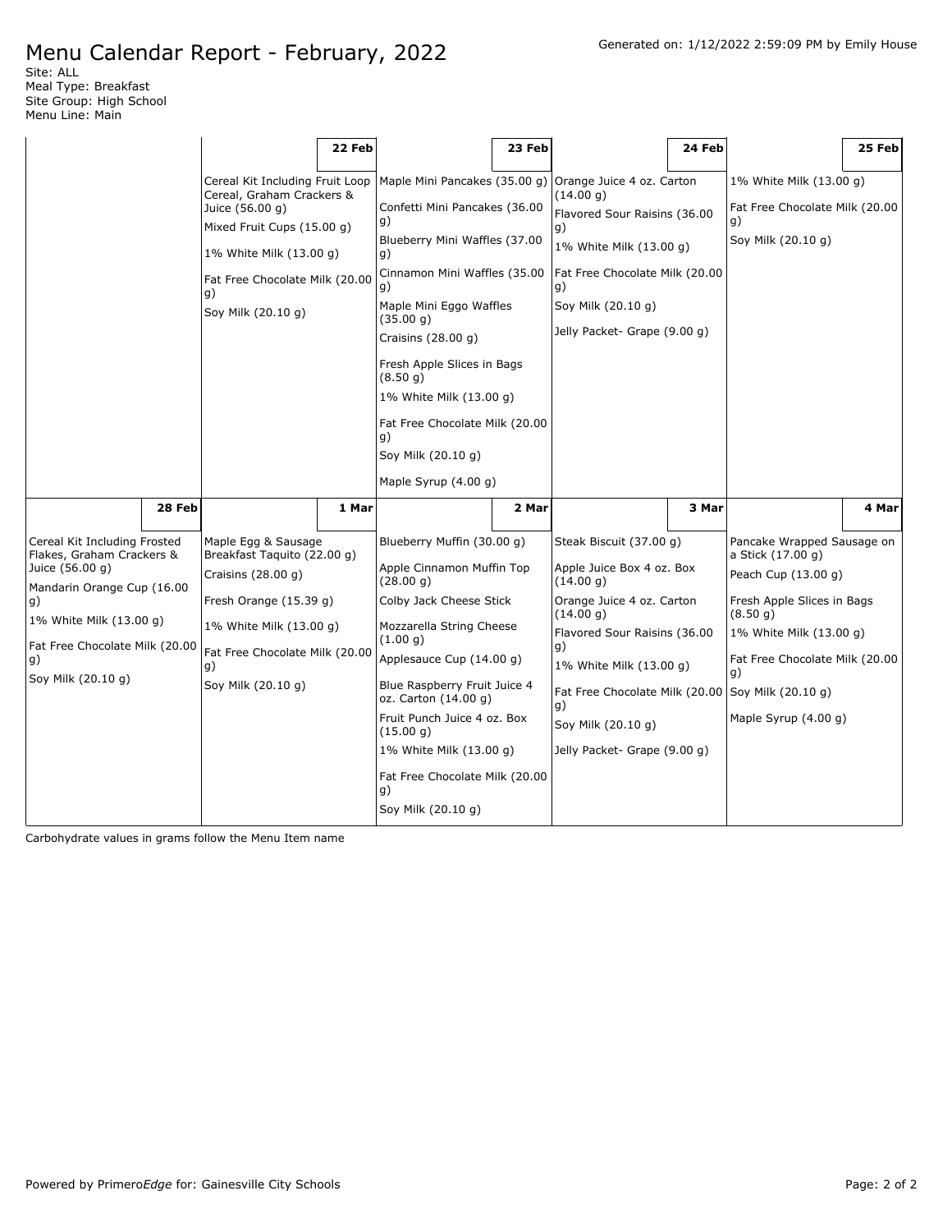# Menu Calendar Report - February, 2022

Generated on: 1/12/2022 2:59:09 PM by Emily House

Site: ALL
Meal Type: Breakfast
Site Group: High School
Menu Line: Main

| | 22 Feb | 23 Feb | 24 Feb | 25 Feb |
|---|---|---|---|---|
| | Cereal Kit Including Fruit Loop Cereal, Graham Crackers & Juice (56.00 g)<br>Mixed Fruit Cups (15.00 g)<br>1% White Milk (13.00 g)<br>Fat Free Chocolate Milk (20.00 g)<br>Soy Milk (20.10 g) | Maple Mini Pancakes (35.00 g)<br>Confetti Mini Pancakes (36.00 g)<br>Blueberry Mini Waffles (37.00 g)<br>Cinnamon Mini Waffles (35.00 g)<br>Maple Mini Eggo Waffles (35.00 g)<br>Craisins (28.00 g)<br>Fresh Apple Slices in Bags (8.50 g)<br>1% White Milk (13.00 g)<br>Fat Free Chocolate Milk (20.00 g)<br>Soy Milk (20.10 g)<br>Maple Syrup (4.00 g) | Orange Juice 4 oz. Carton (14.00 g)<br>Flavored Sour Raisins (36.00 g)<br>1% White Milk (13.00 g)<br>Fat Free Chocolate Milk (20.00 g)<br>Soy Milk (20.10 g)<br>Jelly Packet- Grape (9.00 g) | 1% White Milk (13.00 g)<br>Fat Free Chocolate Milk (20.00 g)<br>Soy Milk (20.10 g) |

| 28 Feb | 1 Mar | 2 Mar | 3 Mar | 4 Mar |
|---|---|---|---|---|
| Cereal Kit Including Frosted Flakes, Graham Crackers & Juice (56.00 g)<br>Mandarin Orange Cup (16.00 g)<br>1% White Milk (13.00 g)<br>Fat Free Chocolate Milk (20.00 g)<br>Soy Milk (20.10 g) | Maple Egg & Sausage Breakfast Taquito (22.00 g)<br>Craisins (28.00 g)<br>Fresh Orange (15.39 g)<br>1% White Milk (13.00 g)<br>Fat Free Chocolate Milk (20.00 g)<br>Soy Milk (20.10 g) | Blueberry Muffin (30.00 g)<br>Apple Cinnamon Muffin Top (28.00 g)<br>Colby Jack Cheese Stick<br>Mozzarella String Cheese (1.00 g)<br>Applesauce Cup (14.00 g)<br>Blue Raspberry Fruit Juice 4 oz. Carton (14.00 g)<br>Fruit Punch Juice 4 oz. Box (15.00 g)<br>1% White Milk (13.00 g)<br>Fat Free Chocolate Milk (20.00 g)<br>Soy Milk (20.10 g) | Steak Biscuit (37.00 g)<br>Apple Juice Box 4 oz. Box (14.00 g)<br>Orange Juice 4 oz. Carton (14.00 g)<br>Flavored Sour Raisins (36.00 g)<br>1% White Milk (13.00 g)<br>Fat Free Chocolate Milk (20.00 g)<br>Soy Milk (20.10 g)<br>Jelly Packet- Grape (9.00 g) | Pancake Wrapped Sausage on a Stick (17.00 g)<br>Peach Cup (13.00 g)<br>Fresh Apple Slices in Bags (8.50 g)<br>1% White Milk (13.00 g)<br>Fat Free Chocolate Milk (20.00 g)<br>Soy Milk (20.10 g)<br>Maple Syrup (4.00 g) |

Carbohydrate values in grams follow the Menu Item name

Powered by Primero*Edge* for: Gainesville City Schools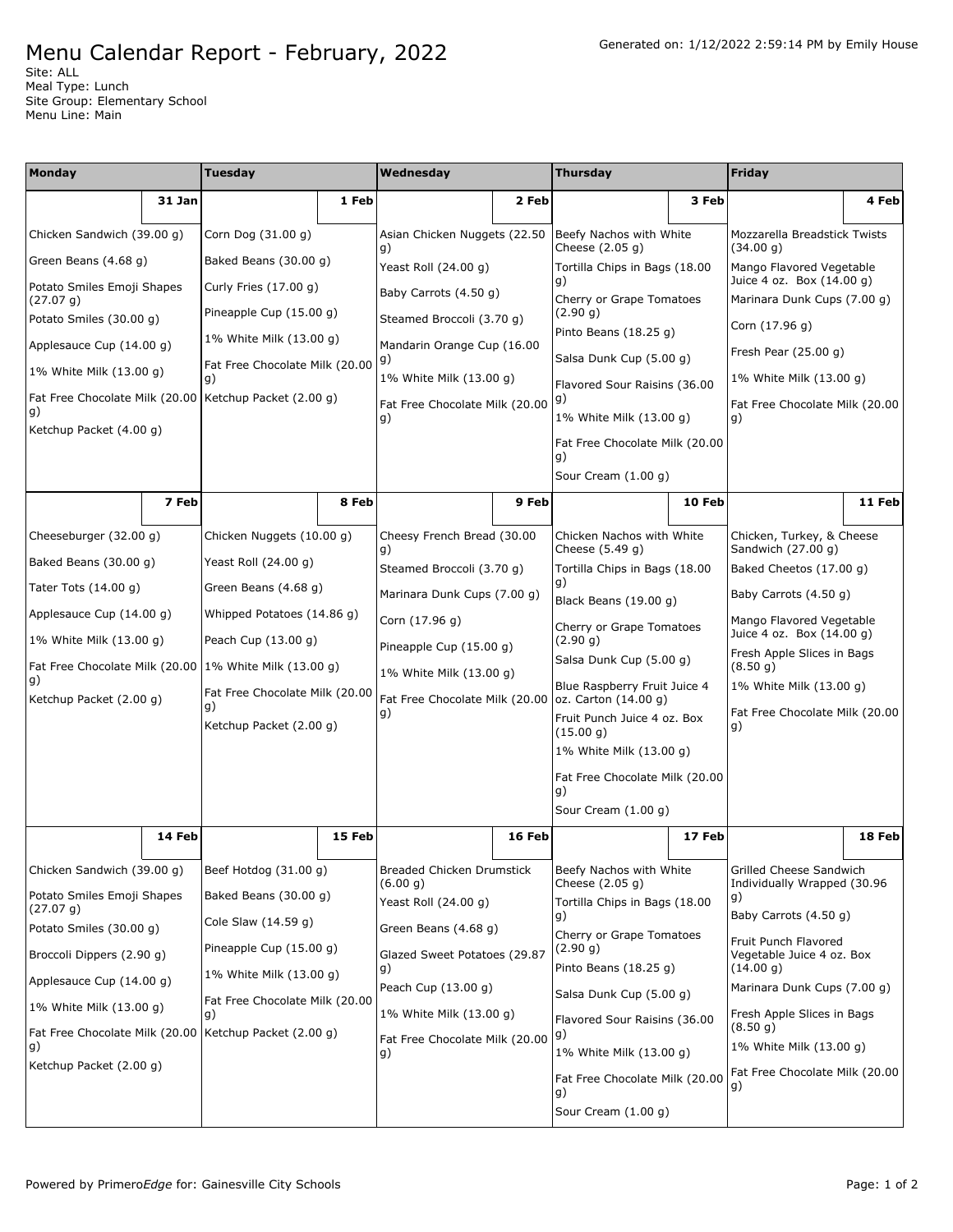# Menu Calendar Report - February, 2022

Generated on: 1/12/2022 2:59:14 PM by Emily House

Site: ALL
Meal Type: Lunch
Site Group: Elementary School
Menu Line: Main

| Monday | Tuesday | Wednesday | Thursday | Friday |
|---|---|---|---|---|
| **31 Jan** | **1 Feb** | **2 Feb** | **3 Feb** | **4 Feb** |
| Chicken Sandwich (39.00 g)<br>Green Beans (4.68 g)<br>Potato Smiles Emoji Shapes (27.07 g)<br>Potato Smiles (30.00 g)<br>Applesauce Cup (14.00 g)<br>1% White Milk (13.00 g)<br>Fat Free Chocolate Milk (20.00 g)<br>Ketchup Packet (4.00 g) | Corn Dog (31.00 g)<br>Baked Beans (30.00 g)<br>Curly Fries (17.00 g)<br>Pineapple Cup (15.00 g)<br>1% White Milk (13.00 g)<br>Fat Free Chocolate Milk (20.00 g)<br>Ketchup Packet (2.00 g) | Asian Chicken Nuggets (22.50 g)<br>Yeast Roll (24.00 g)<br>Baby Carrots (4.50 g)<br>Steamed Broccoli (3.70 g)<br>Mandarin Orange Cup (16.00 g)<br>1% White Milk (13.00 g)<br>Fat Free Chocolate Milk (20.00 g) | Beefy Nachos with White Cheese (2.05 g)<br>Tortilla Chips in Bags (18.00 g)<br>Cherry or Grape Tomatoes (2.90 g)<br>Pinto Beans (18.25 g)<br>Salsa Dunk Cup (5.00 g)<br>Flavored Sour Raisins (36.00 g)<br>1% White Milk (13.00 g)<br>Fat Free Chocolate Milk (20.00 g)<br>Sour Cream (1.00 g) | Mozzarella Breadstick Twists (34.00 g)<br>Mango Flavored Vegetable Juice 4 oz. Box (14.00 g)<br>Marinara Dunk Cups (7.00 g)<br>Corn (17.96 g)<br>Fresh Pear (25.00 g)<br>1% White Milk (13.00 g)<br>Fat Free Chocolate Milk (20.00 g) |
| **7 Feb** | **8 Feb** | **9 Feb** | **10 Feb** | **11 Feb** |
| Cheeseburger (32.00 g)<br>Baked Beans (30.00 g)<br>Tater Tots (14.00 g)<br>Applesauce Cup (14.00 g)<br>1% White Milk (13.00 g)<br>Fat Free Chocolate Milk (20.00 g)<br>Ketchup Packet (2.00 g) | Chicken Nuggets (10.00 g)<br>Yeast Roll (24.00 g)<br>Green Beans (4.68 g)<br>Whipped Potatoes (14.86 g)<br>Peach Cup (13.00 g)<br>1% White Milk (13.00 g)<br>Fat Free Chocolate Milk (20.00 g)<br>Ketchup Packet (2.00 g) | Cheesy French Bread (30.00 g)<br>Steamed Broccoli (3.70 g)<br>Marinara Dunk Cups (7.00 g)<br>Corn (17.96 g)<br>Pineapple Cup (15.00 g)<br>1% White Milk (13.00 g)<br>Fat Free Chocolate Milk (20.00 g) | Chicken Nachos with White Cheese (5.49 g)<br>Tortilla Chips in Bags (18.00 g)<br>Black Beans (19.00 g)<br>Cherry or Grape Tomatoes (2.90 g)<br>Salsa Dunk Cup (5.00 g)<br>Blue Raspberry Fruit Juice 4 oz. Carton (14.00 g)<br>Fruit Punch Juice 4 oz. Box (15.00 g)<br>1% White Milk (13.00 g)<br>Fat Free Chocolate Milk (20.00 g)<br>Sour Cream (1.00 g) | Chicken, Turkey, & Cheese Sandwich (27.00 g)<br>Baked Cheetos (17.00 g)<br>Baby Carrots (4.50 g)<br>Mango Flavored Vegetable Juice 4 oz. Box (14.00 g)<br>Fresh Apple Slices in Bags (8.50 g)<br>1% White Milk (13.00 g)<br>Fat Free Chocolate Milk (20.00 g) |
| **14 Feb** | **15 Feb** | **16 Feb** | **17 Feb** | **18 Feb** |
| Chicken Sandwich (39.00 g)<br>Potato Smiles Emoji Shapes (27.07 g)<br>Potato Smiles (30.00 g)<br>Broccoli Dippers (2.90 g)<br>Applesauce Cup (14.00 g)<br>1% White Milk (13.00 g)<br>Fat Free Chocolate Milk (20.00 g)<br>Ketchup Packet (2.00 g) | Beef Hotdog (31.00 g)<br>Baked Beans (30.00 g)<br>Cole Slaw (14.59 g)<br>Pineapple Cup (15.00 g)<br>1% White Milk (13.00 g)<br>Fat Free Chocolate Milk (20.00 g)<br>Ketchup Packet (2.00 g) | Breaded Chicken Drumstick (6.00 g)<br>Yeast Roll (24.00 g)<br>Green Beans (4.68 g)<br>Glazed Sweet Potatoes (29.87 g)<br>Peach Cup (13.00 g)<br>1% White Milk (13.00 g)<br>Fat Free Chocolate Milk (20.00 g) | Beefy Nachos with White Cheese (2.05 g)<br>Tortilla Chips in Bags (18.00 g)<br>Cherry or Grape Tomatoes (2.90 g)<br>Pinto Beans (18.25 g)<br>Salsa Dunk Cup (5.00 g)<br>Flavored Sour Raisins (36.00 g)<br>1% White Milk (13.00 g)<br>Fat Free Chocolate Milk (20.00 g)<br>Sour Cream (1.00 g) | Grilled Cheese Sandwich Individually Wrapped (30.96 g)<br>Baby Carrots (4.50 g)<br>Fruit Punch Flavored Vegetable Juice 4 oz. Box (14.00 g)<br>Marinara Dunk Cups (7.00 g)<br>Fresh Apple Slices in Bags (8.50 g)<br>1% White Milk (13.00 g)<br>Fat Free Chocolate Milk (20.00 g) |

Powered by Primero*Edge* for: Gainesville City Schools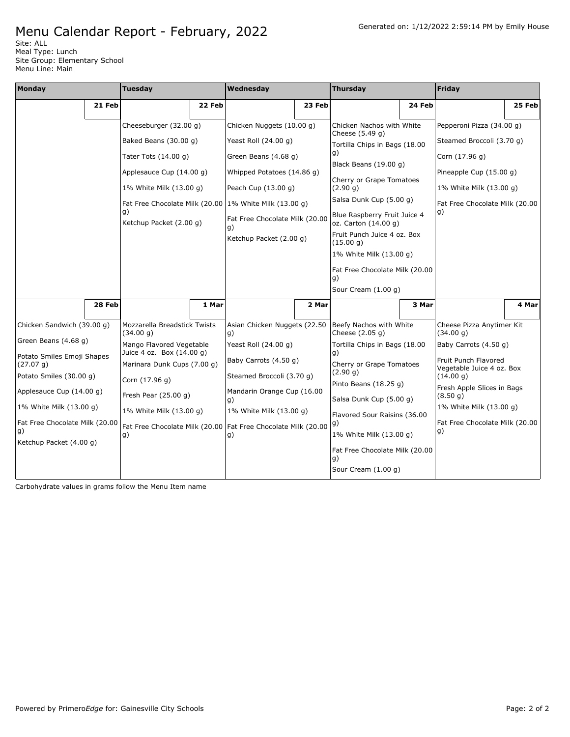# Menu Calendar Report - February, 2022

Generated on: 1/12/2022 2:59:14 PM by Emily House

Site: ALL
Meal Type: Lunch
Site Group: Elementary School
Menu Line: Main

| Monday | Tuesday | Wednesday | Thursday | Friday |
|---|---|---|---|---|
| **21 Feb** | **22 Feb** | **23 Feb** | **24 Feb** | **25 Feb** |
| | Cheeseburger (32.00 g)<br>Baked Beans (30.00 g)<br>Tater Tots (14.00 g)<br>Applesauce Cup (14.00 g)<br>1% White Milk (13.00 g)<br>Fat Free Chocolate Milk (20.00 g)<br>Ketchup Packet (2.00 g) | Chicken Nuggets (10.00 g)<br>Yeast Roll (24.00 g)<br>Green Beans (4.68 g)<br>Whipped Potatoes (14.86 g)<br>Peach Cup (13.00 g)<br>1% White Milk (13.00 g)<br>Fat Free Chocolate Milk (20.00 g)<br>Ketchup Packet (2.00 g) | Chicken Nachos with White Cheese (5.49 g)<br>Tortilla Chips in Bags (18.00 g)<br>Black Beans (19.00 g)<br>Cherry or Grape Tomatoes (2.90 g)<br>Salsa Dunk Cup (5.00 g)<br>Blue Raspberry Fruit Juice 4 oz. Carton (14.00 g)<br>Fruit Punch Juice 4 oz. Box (15.00 g)<br>1% White Milk (13.00 g)<br>Fat Free Chocolate Milk (20.00 g)<br>Sour Cream (1.00 g) | Pepperoni Pizza (34.00 g)<br>Steamed Broccoli (3.70 g)<br>Corn (17.96 g)<br>Pineapple Cup (15.00 g)<br>1% White Milk (13.00 g)<br>Fat Free Chocolate Milk (20.00 g) |
| **28 Feb** | **1 Mar** | **2 Mar** | **3 Mar** | **4 Mar** |
| Chicken Sandwich (39.00 g)<br>Green Beans (4.68 g)<br>Potato Smiles Emoji Shapes (27.07 g)<br>Potato Smiles (30.00 g)<br>Applesauce Cup (14.00 g)<br>1% White Milk (13.00 g)<br>Fat Free Chocolate Milk (20.00 g)<br>Ketchup Packet (4.00 g) | Mozzarella Breadstick Twists (34.00 g)<br>Mango Flavored Vegetable Juice 4 oz. Box (14.00 g)<br>Marinara Dunk Cups (7.00 g)<br>Corn (17.96 g)<br>Fresh Pear (25.00 g)<br>1% White Milk (13.00 g)<br>Fat Free Chocolate Milk (20.00 g) | Asian Chicken Nuggets (22.50 g)<br>Yeast Roll (24.00 g)<br>Baby Carrots (4.50 g)<br>Steamed Broccoli (3.70 g)<br>Mandarin Orange Cup (16.00 g)<br>1% White Milk (13.00 g)<br>Fat Free Chocolate Milk (20.00 g) | Beefy Nachos with White Cheese (2.05 g)<br>Tortilla Chips in Bags (18.00 g)<br>Cherry or Grape Tomatoes (2.90 g)<br>Pinto Beans (18.25 g)<br>Salsa Dunk Cup (5.00 g)<br>Flavored Sour Raisins (36.00 g)<br>1% White Milk (13.00 g)<br>Fat Free Chocolate Milk (20.00 g)<br>Sour Cream (1.00 g) | Cheese Pizza Anytimer Kit (34.00 g)<br>Baby Carrots (4.50 g)<br>Fruit Punch Flavored Vegetable Juice 4 oz. Box (14.00 g)<br>Fresh Apple Slices in Bags (8.50 g)<br>1% White Milk (13.00 g)<br>Fat Free Chocolate Milk (20.00 g) |

Carbohydrate values in grams follow the Menu Item name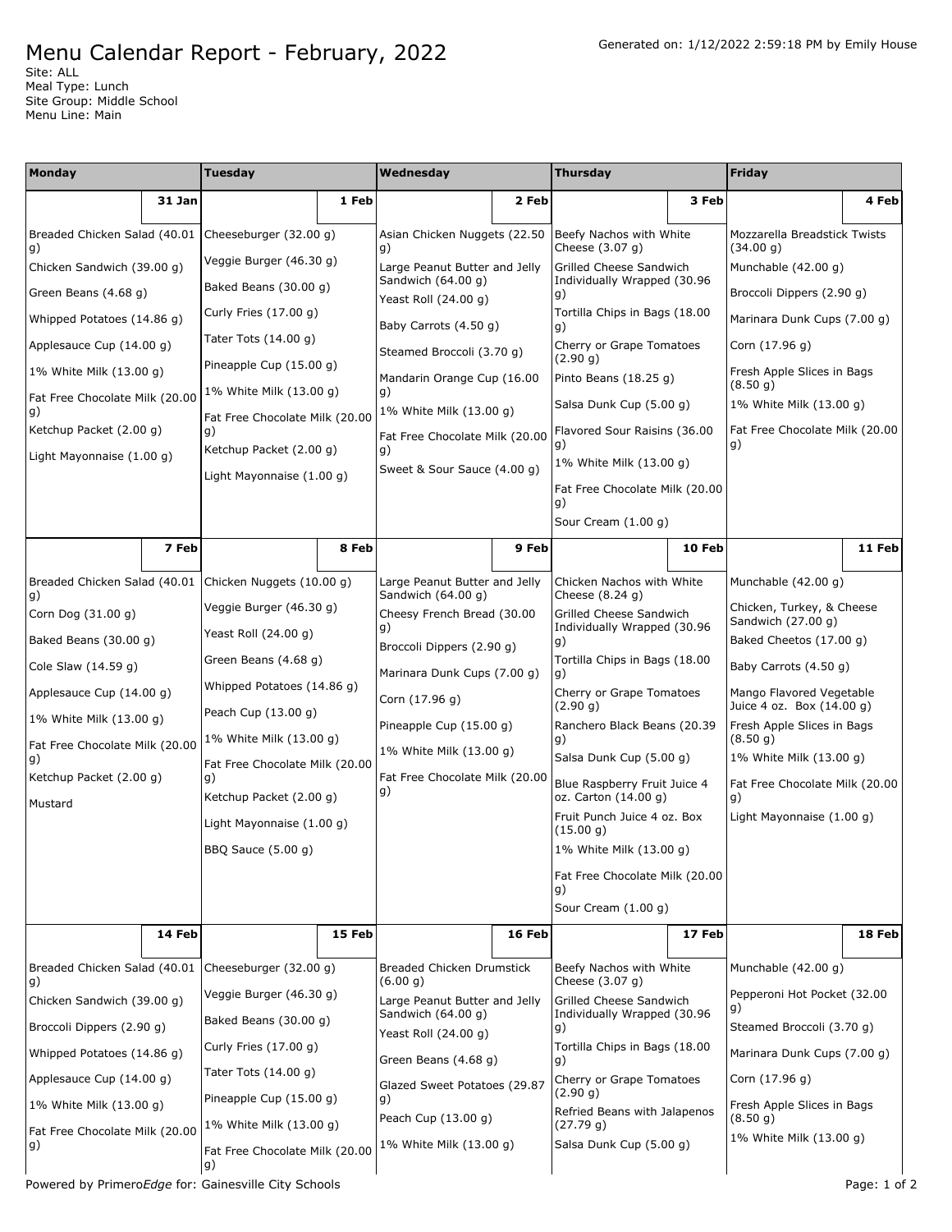# Menu Calendar Report - February, 2022

Generated on: 1/12/2022 2:59:18 PM by Emily House

Site: ALL
Meal Type: Lunch
Site Group: Middle School
Menu Line: Main

| Monday | Tuesday | Wednesday | Thursday | Friday |
|---|---|---|---|---|
| **31 Jan** | **1 Feb** | **2 Feb** | **3 Feb** | **4 Feb** |
| Breaded Chicken Salad (40.01 g)<br>Chicken Sandwich (39.00 g)<br>Green Beans (4.68 g)<br>Whipped Potatoes (14.86 g)<br>Applesauce Cup (14.00 g)<br>1% White Milk (13.00 g)<br>Fat Free Chocolate Milk (20.00 g)<br>Ketchup Packet (2.00 g)<br>Light Mayonnaise (1.00 g) | Cheeseburger (32.00 g)<br>Veggie Burger (46.30 g)<br>Baked Beans (30.00 g)<br>Curly Fries (17.00 g)<br>Tater Tots (14.00 g)<br>Pineapple Cup (15.00 g)<br>1% White Milk (13.00 g)<br>Fat Free Chocolate Milk (20.00 g)<br>Ketchup Packet (2.00 g)<br>Light Mayonnaise (1.00 g) | Asian Chicken Nuggets (22.50 g)<br>Large Peanut Butter and Jelly Sandwich (64.00 g)<br>Yeast Roll (24.00 g)<br>Baby Carrots (4.50 g)<br>Steamed Broccoli (3.70 g)<br>Mandarin Orange Cup (16.00 g)<br>1% White Milk (13.00 g)<br>Fat Free Chocolate Milk (20.00 g)<br>Sweet & Sour Sauce (4.00 g) | Beefy Nachos with White Cheese (3.07 g)<br>Grilled Cheese Sandwich Individually Wrapped (30.96 g)<br>Tortilla Chips in Bags (18.00 g)<br>Cherry or Grape Tomatoes (2.90 g)<br>Pinto Beans (18.25 g)<br>Salsa Dunk Cup (5.00 g)<br>Flavored Sour Raisins (36.00 g)<br>1% White Milk (13.00 g)<br>Fat Free Chocolate Milk (20.00 g)<br>Sour Cream (1.00 g) | Mozzarella Breadstick Twists (34.00 g)<br>Munchable (42.00 g)<br>Broccoli Dippers (2.90 g)<br>Marinara Dunk Cups (7.00 g)<br>Corn (17.96 g)<br>Fresh Apple Slices in Bags (8.50 g)<br>1% White Milk (13.00 g)<br>Fat Free Chocolate Milk (20.00 g) |
| **7 Feb** | **8 Feb** | **9 Feb** | **10 Feb** | **11 Feb** |
| Breaded Chicken Salad (40.01 g)<br>Corn Dog (31.00 g)<br>Baked Beans (30.00 g)<br>Cole Slaw (14.59 g)<br>Applesauce Cup (14.00 g)<br>1% White Milk (13.00 g)<br>Fat Free Chocolate Milk (20.00 g)<br>Ketchup Packet (2.00 g)<br>Mustard | Chicken Nuggets (10.00 g)<br>Veggie Burger (46.30 g)<br>Yeast Roll (24.00 g)<br>Green Beans (4.68 g)<br>Whipped Potatoes (14.86 g)<br>Peach Cup (13.00 g)<br>1% White Milk (13.00 g)<br>Fat Free Chocolate Milk (20.00 g)<br>Ketchup Packet (2.00 g)<br>Light Mayonnaise (1.00 g)<br>BBQ Sauce (5.00 g) | Large Peanut Butter and Jelly Sandwich (64.00 g)<br>Cheesy French Bread (30.00 g)<br>Broccoli Dippers (2.90 g)<br>Marinara Dunk Cups (7.00 g)<br>Corn (17.96 g)<br>Pineapple Cup (15.00 g)<br>1% White Milk (13.00 g)<br>Fat Free Chocolate Milk (20.00 g) | Chicken Nachos with White Cheese (8.24 g)<br>Grilled Cheese Sandwich Individually Wrapped (30.96 g)<br>Tortilla Chips in Bags (18.00 g)<br>Cherry or Grape Tomatoes (2.90 g)<br>Ranchero Black Beans (20.39 g)<br>Salsa Dunk Cup (5.00 g)<br>Blue Raspberry Fruit Juice 4 oz. Carton (14.00 g)<br>Fruit Punch Juice 4 oz. Box (15.00 g)<br>1% White Milk (13.00 g)<br>Fat Free Chocolate Milk (20.00 g)<br>Sour Cream (1.00 g) | Munchable (42.00 g)<br>Chicken, Turkey, & Cheese Sandwich (27.00 g)<br>Baked Cheetos (17.00 g)<br>Baby Carrots (4.50 g)<br>Mango Flavored Vegetable Juice 4 oz. Box (14.00 g)<br>Fresh Apple Slices in Bags (8.50 g)<br>1% White Milk (13.00 g)<br>Fat Free Chocolate Milk (20.00 g)<br>Light Mayonnaise (1.00 g) |
| **14 Feb** | **15 Feb** | **16 Feb** | **17 Feb** | **18 Feb** |
| Breaded Chicken Salad (40.01 g)<br>Chicken Sandwich (39.00 g)<br>Broccoli Dippers (2.90 g)<br>Whipped Potatoes (14.86 g)<br>Applesauce Cup (14.00 g)<br>1% White Milk (13.00 g)<br>Fat Free Chocolate Milk (20.00 g) | Cheeseburger (32.00 g)<br>Veggie Burger (46.30 g)<br>Baked Beans (30.00 g)<br>Curly Fries (17.00 g)<br>Tater Tots (14.00 g)<br>Pineapple Cup (15.00 g)<br>1% White Milk (13.00 g)<br>Fat Free Chocolate Milk (20.00 g) | Breaded Chicken Drumstick (6.00 g)<br>Large Peanut Butter and Jelly Sandwich (64.00 g)<br>Yeast Roll (24.00 g)<br>Green Beans (4.68 g)<br>Glazed Sweet Potatoes (29.87 g)<br>Peach Cup (13.00 g)<br>1% White Milk (13.00 g) | Beefy Nachos with White Cheese (3.07 g)<br>Grilled Cheese Sandwich Individually Wrapped (30.96 g)<br>Tortilla Chips in Bags (18.00 g)<br>Cherry or Grape Tomatoes (2.90 g)<br>Refried Beans with Jalapenos (27.79 g)<br>Salsa Dunk Cup (5.00 g) | Munchable (42.00 g)<br>Pepperoni Hot Pocket (32.00 g)<br>Steamed Broccoli (3.70 g)<br>Marinara Dunk Cups (7.00 g)<br>Corn (17.96 g)<br>Fresh Apple Slices in Bags (8.50 g)<br>1% White Milk (13.00 g) |

Powered by Primero*Edge* for: Gainesville City Schools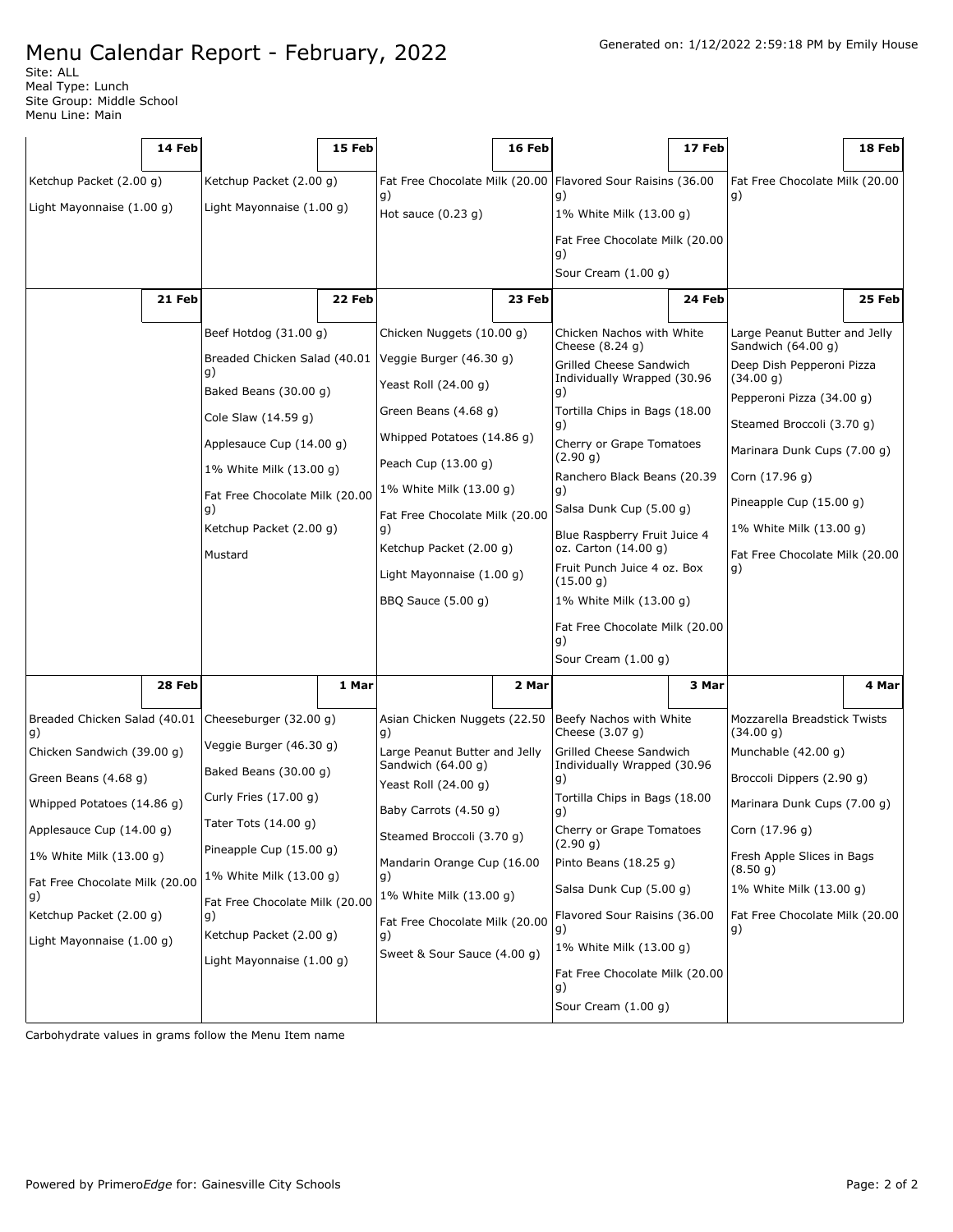# Menu Calendar Report - February, 2022

Generated on: 1/12/2022 2:59:18 PM by Emily House

Site: ALL
Meal Type: Lunch
Site Group: Middle School
Menu Line: Main

| 14 Feb | 15 Feb | 16 Feb | 17 Feb | 18 Feb |
|---|---|---|---|---|
| Ketchup Packet (2.00 g)<br>Light Mayonnaise (1.00 g) | Ketchup Packet (2.00 g)<br>Light Mayonnaise (1.00 g) | Fat Free Chocolate Milk (20.00 g)<br>Hot sauce (0.23 g) | Flavored Sour Raisins (36.00 g)<br>1% White Milk (13.00 g)<br>Fat Free Chocolate Milk (20.00 g)<br>Sour Cream (1.00 g) | Fat Free Chocolate Milk (20.00 g) |
| **21 Feb** | **22 Feb** | **23 Feb** | **24 Feb** | **25 Feb** |
| | Beef Hotdog (31.00 g)<br>Breaded Chicken Salad (40.01 g)<br>Baked Beans (30.00 g)<br>Cole Slaw (14.59 g)<br>Applesauce Cup (14.00 g)<br>1% White Milk (13.00 g)<br>Fat Free Chocolate Milk (20.00 g)<br>Ketchup Packet (2.00 g)<br>Mustard | Chicken Nuggets (10.00 g)<br>Veggie Burger (46.30 g)<br>Yeast Roll (24.00 g)<br>Green Beans (4.68 g)<br>Whipped Potatoes (14.86 g)<br>Peach Cup (13.00 g)<br>1% White Milk (13.00 g)<br>Fat Free Chocolate Milk (20.00 g)<br>Ketchup Packet (2.00 g)<br>Light Mayonnaise (1.00 g)<br>BBQ Sauce (5.00 g) | Chicken Nachos with White Cheese (8.24 g)<br>Grilled Cheese Sandwich Individually Wrapped (30.96 g)<br>Tortilla Chips in Bags (18.00 g)<br>Cherry or Grape Tomatoes (2.90 g)<br>Ranchero Black Beans (20.39 g)<br>Salsa Dunk Cup (5.00 g)<br>Blue Raspberry Fruit Juice 4 oz. Carton (14.00 g)<br>Fruit Punch Juice 4 oz. Box (15.00 g)<br>1% White Milk (13.00 g)<br>Fat Free Chocolate Milk (20.00 g)<br>Sour Cream (1.00 g) | Large Peanut Butter and Jelly Sandwich (64.00 g)<br>Deep Dish Pepperoni Pizza (34.00 g)<br>Pepperoni Pizza (34.00 g)<br>Steamed Broccoli (3.70 g)<br>Marinara Dunk Cups (7.00 g)<br>Corn (17.96 g)<br>Pineapple Cup (15.00 g)<br>1% White Milk (13.00 g)<br>Fat Free Chocolate Milk (20.00 g) |
| **28 Feb** | **1 Mar** | **2 Mar** | **3 Mar** | **4 Mar** |
| Breaded Chicken Salad (40.01 g)<br>Chicken Sandwich (39.00 g)<br>Green Beans (4.68 g)<br>Whipped Potatoes (14.86 g)<br>Applesauce Cup (14.00 g)<br>1% White Milk (13.00 g)<br>Fat Free Chocolate Milk (20.00 g)<br>Ketchup Packet (2.00 g)<br>Light Mayonnaise (1.00 g) | Cheeseburger (32.00 g)<br>Veggie Burger (46.30 g)<br>Baked Beans (30.00 g)<br>Curly Fries (17.00 g)<br>Tater Tots (14.00 g)<br>Pineapple Cup (15.00 g)<br>1% White Milk (13.00 g)<br>Fat Free Chocolate Milk (20.00 g)<br>Ketchup Packet (2.00 g)<br>Light Mayonnaise (1.00 g) | Asian Chicken Nuggets (22.50 g)<br>Large Peanut Butter and Jelly Sandwich (64.00 g)<br>Yeast Roll (24.00 g)<br>Baby Carrots (4.50 g)<br>Steamed Broccoli (3.70 g)<br>Mandarin Orange Cup (16.00 g)<br>1% White Milk (13.00 g)<br>Fat Free Chocolate Milk (20.00 g)<br>Sweet & Sour Sauce (4.00 g) | Beefy Nachos with White Cheese (3.07 g)<br>Grilled Cheese Sandwich Individually Wrapped (30.96 g)<br>Tortilla Chips in Bags (18.00 g)<br>Cherry or Grape Tomatoes (2.90 g)<br>Pinto Beans (18.25 g)<br>Salsa Dunk Cup (5.00 g)<br>Flavored Sour Raisins (36.00 g)<br>1% White Milk (13.00 g)<br>Fat Free Chocolate Milk (20.00 g)<br>Sour Cream (1.00 g) | Mozzarella Breadstick Twists (34.00 g)<br>Munchable (42.00 g)<br>Broccoli Dippers (2.90 g)<br>Marinara Dunk Cups (7.00 g)<br>Corn (17.96 g)<br>Fresh Apple Slices in Bags (8.50 g)<br>1% White Milk (13.00 g)<br>Fat Free Chocolate Milk (20.00 g) |

Carbohydrate values in grams follow the Menu Item name

Powered by Primero*Edge* for: Gainesville City Schools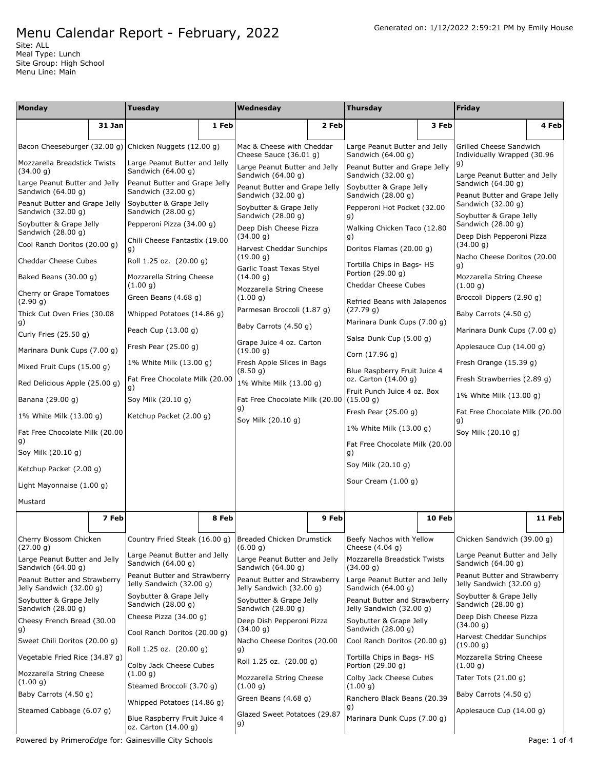# Menu Calendar Report - February, 2022

Generated on: 1/12/2022 2:59:21 PM by Emily House

Site: ALL
Meal Type: Lunch
Site Group: High School
Menu Line: Main

| Monday | Tuesday | Wednesday | Thursday | Friday |
|---|---|---|---|---|
| **31 Jan** | **1 Feb** | **2 Feb** | **3 Feb** | **4 Feb** |
| Bacon Cheeseburger (32.00 g)<br>Mozzarella Breadstick Twists (34.00 g)<br>Large Peanut Butter and Jelly Sandwich (64.00 g)<br>Peanut Butter and Grape Jelly Sandwich (32.00 g)<br>Soybutter & Grape Jelly Sandwich (28.00 g)<br>Cool Ranch Doritos (20.00 g)<br>Cheddar Cheese Cubes<br>Baked Beans (30.00 g)<br>Cherry or Grape Tomatoes (2.90 g)<br>Thick Cut Oven Fries (30.08 g)<br>Curly Fries (25.50 g)<br>Marinara Dunk Cups (7.00 g)<br>Mixed Fruit Cups (15.00 g)<br>Red Delicious Apple (25.00 g)<br>Banana (29.00 g)<br>1% White Milk (13.00 g)<br>Fat Free Chocolate Milk (20.00 g)<br>Soy Milk (20.10 g)<br>Ketchup Packet (2.00 g)<br>Light Mayonnaise (1.00 g)<br>Mustard | Chicken Nuggets (12.00 g)<br>Large Peanut Butter and Jelly Sandwich (64.00 g)<br>Peanut Butter and Grape Jelly Sandwich (32.00 g)<br>Soybutter & Grape Jelly Sandwich (28.00 g)<br>Pepperoni Pizza (34.00 g)<br>Chili Cheese Fantastix (19.00 g)<br>Roll 1.25 oz. (20.00 g)<br>Mozzarella String Cheese (1.00 g)<br>Green Beans (4.68 g)<br>Whipped Potatoes (14.86 g)<br>Peach Cup (13.00 g)<br>Fresh Pear (25.00 g)<br>1% White Milk (13.00 g)<br>Fat Free Chocolate Milk (20.00 g)<br>Soy Milk (20.10 g)<br>Ketchup Packet (2.00 g) | Mac & Cheese with Cheddar Cheese Sauce (36.01 g)<br>Large Peanut Butter and Jelly Sandwich (64.00 g)<br>Peanut Butter and Grape Jelly Sandwich (32.00 g)<br>Soybutter & Grape Jelly Sandwich (28.00 g)<br>Deep Dish Cheese Pizza (34.00 g)<br>Harvest Cheddar Sunchips (19.00 g)<br>Garlic Toast Texas Styel (14.00 g)<br>Mozzarella String Cheese (1.00 g)<br>Parmesan Broccoli (1.87 g)<br>Baby Carrots (4.50 g)<br>Grape Juice 4 oz. Carton (19.00 g)<br>Fresh Apple Slices in Bags (8.50 g)<br>1% White Milk (13.00 g)<br>Fat Free Chocolate Milk (20.00 g)<br>Soy Milk (20.10 g) | Large Peanut Butter and Jelly Sandwich (64.00 g)<br>Peanut Butter and Grape Jelly Sandwich (32.00 g)<br>Soybutter & Grape Jelly Sandwich (28.00 g)<br>Pepperoni Hot Pocket (32.00 g)<br>Walking Chicken Taco (12.80 g)<br>Doritos Flamas (20.00 g)<br>Tortilla Chips in Bags- HS Portion (29.00 g)<br>Cheddar Cheese Cubes<br>Refried Beans with Jalapenos (27.79 g)<br>Marinara Dunk Cups (7.00 g)<br>Salsa Dunk Cup (5.00 g)<br>Corn (17.96 g)<br>Blue Raspberry Fruit Juice 4 oz. Carton (14.00 g)<br>Fruit Punch Juice 4 oz. Box (15.00 g)<br>Fresh Pear (25.00 g)<br>1% White Milk (13.00 g)<br>Fat Free Chocolate Milk (20.00 g)<br>Soy Milk (20.10 g)<br>Sour Cream (1.00 g) | Grilled Cheese Sandwich Individually Wrapped (30.96 g)<br>Large Peanut Butter and Jelly Sandwich (64.00 g)<br>Peanut Butter and Grape Jelly Sandwich (32.00 g)<br>Soybutter & Grape Jelly Sandwich (28.00 g)<br>Deep Dish Pepperoni Pizza (34.00 g)<br>Nacho Cheese Doritos (20.00 g)<br>Mozzarella String Cheese (1.00 g)<br>Broccoli Dippers (2.90 g)<br>Baby Carrots (4.50 g)<br>Marinara Dunk Cups (7.00 g)<br>Applesauce Cup (14.00 g)<br>Fresh Orange (15.39 g)<br>Fresh Strawberries (2.89 g)<br>1% White Milk (13.00 g)<br>Fat Free Chocolate Milk (20.00 g)<br>Soy Milk (20.10 g) |
| **7 Feb** | **8 Feb** | **9 Feb** | **10 Feb** | **11 Feb** |
| Cherry Blossom Chicken (27.00 g)<br>Large Peanut Butter and Jelly Sandwich (64.00 g)<br>Peanut Butter and Strawberry Jelly Sandwich (32.00 g)<br>Soybutter & Grape Jelly Sandwich (28.00 g)<br>Cheesy French Bread (30.00 g)<br>Sweet Chili Doritos (20.00 g)<br>Vegetable Fried Rice (34.87 g)<br>Mozzarella String Cheese (1.00 g)<br>Baby Carrots (4.50 g)<br>Steamed Cabbage (6.07 g) | Country Fried Steak (16.00 g)<br>Large Peanut Butter and Jelly Sandwich (64.00 g)<br>Peanut Butter and Strawberry Jelly Sandwich (32.00 g)<br>Soybutter & Grape Jelly Sandwich (28.00 g)<br>Cheese Pizza (34.00 g)<br>Cool Ranch Doritos (20.00 g)<br>Roll 1.25 oz. (20.00 g)<br>Colby Jack Cheese Cubes (1.00 g)<br>Steamed Broccoli (3.70 g)<br>Whipped Potatoes (14.86 g)<br>Blue Raspberry Fruit Juice 4 oz. Carton (14.00 g) | Breaded Chicken Drumstick (6.00 g)<br>Large Peanut Butter and Jelly Sandwich (64.00 g)<br>Peanut Butter and Strawberry Jelly Sandwich (32.00 g)<br>Soybutter & Grape Jelly Sandwich (28.00 g)<br>Deep Dish Pepperoni Pizza (34.00 g)<br>Nacho Cheese Doritos (20.00 g)<br>Roll 1.25 oz. (20.00 g)<br>Mozzarella String Cheese (1.00 g)<br>Green Beans (4.68 g)<br>Glazed Sweet Potatoes (29.87 g) | Beefy Nachos with Yellow Cheese (4.04 g)<br>Mozzarella Breadstick Twists (34.00 g)<br>Large Peanut Butter and Jelly Sandwich (64.00 g)<br>Peanut Butter and Strawberry Jelly Sandwich (32.00 g)<br>Soybutter & Grape Jelly Sandwich (28.00 g)<br>Cool Ranch Doritos (20.00 g)<br>Tortilla Chips in Bags- HS Portion (29.00 g)<br>Colby Jack Cheese Cubes (1.00 g)<br>Ranchero Black Beans (20.39 g)<br>Marinara Dunk Cups (7.00 g) | Chicken Sandwich (39.00 g)<br>Large Peanut Butter and Jelly Sandwich (64.00 g)<br>Peanut Butter and Strawberry Jelly Sandwich (32.00 g)<br>Soybutter & Grape Jelly Sandwich (28.00 g)<br>Deep Dish Cheese Pizza (34.00 g)<br>Harvest Cheddar Sunchips (19.00 g)<br>Mozzarella String Cheese (1.00 g)<br>Tater Tots (21.00 g)<br>Baby Carrots (4.50 g)<br>Applesauce Cup (14.00 g) |

Powered by Primero*Edge* for: Gainesville City Schools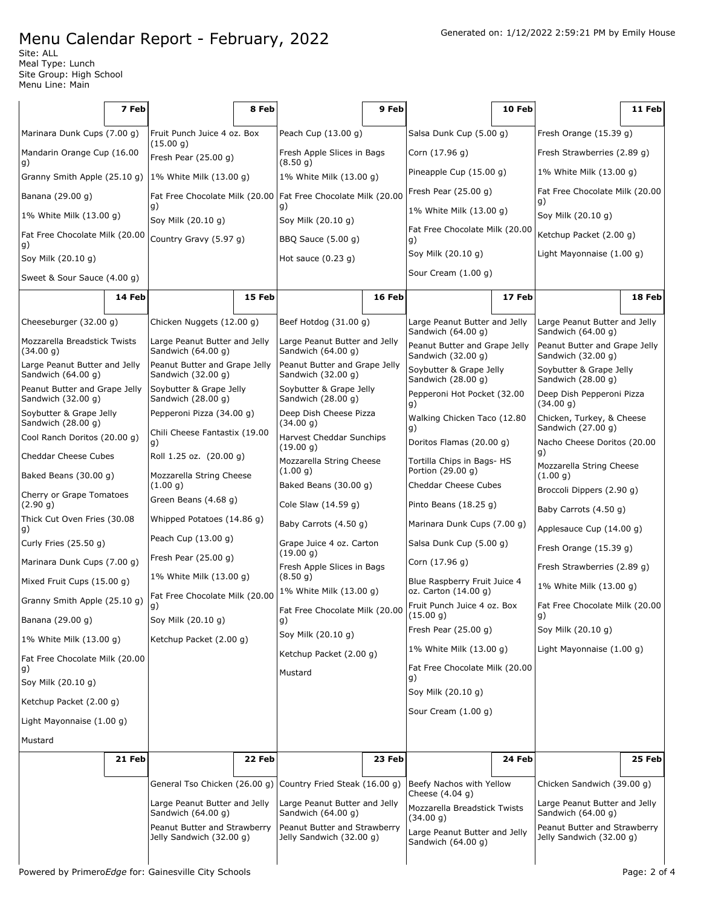# Menu Calendar Report - February, 2022

Generated on: 1/12/2022 2:59:21 PM by Emily House

Site: ALL
Meal Type: Lunch
Site Group: High School
Menu Line: Main

| 7 Feb | 8 Feb | 9 Feb | 10 Feb | 11 Feb |
|---|---|---|---|---|
| Marinara Dunk Cups (7.00 g)<br>Mandarin Orange Cup (16.00 g)<br>Granny Smith Apple (25.10 g)<br>Banana (29.00 g)<br>1% White Milk (13.00 g)<br>Fat Free Chocolate Milk (20.00 g)<br>Soy Milk (20.10 g)<br>Sweet & Sour Sauce (4.00 g) | Fruit Punch Juice 4 oz. Box (15.00 g)<br>Fresh Pear (25.00 g)<br>1% White Milk (13.00 g)<br>Fat Free Chocolate Milk (20.00 g)<br>Soy Milk (20.10 g)<br>Country Gravy (5.97 g) | Peach Cup (13.00 g)<br>Fresh Apple Slices in Bags (8.50 g)<br>1% White Milk (13.00 g)<br>Fat Free Chocolate Milk (20.00 g)<br>Soy Milk (20.10 g)<br>BBQ Sauce (5.00 g)<br>Hot sauce (0.23 g) | Salsa Dunk Cup (5.00 g)<br>Corn (17.96 g)<br>Pineapple Cup (15.00 g)<br>Fresh Pear (25.00 g)<br>1% White Milk (13.00 g)<br>Fat Free Chocolate Milk (20.00 g)<br>Soy Milk (20.10 g)<br>Sour Cream (1.00 g) | Fresh Orange (15.39 g)<br>Fresh Strawberries (2.89 g)<br>1% White Milk (13.00 g)<br>Fat Free Chocolate Milk (20.00 g)<br>Soy Milk (20.10 g)<br>Ketchup Packet (2.00 g)<br>Light Mayonnaise (1.00 g) |

| 14 Feb | 15 Feb | 16 Feb | 17 Feb | 18 Feb |
|---|---|---|---|---|
| Cheeseburger (32.00 g)<br>Mozzarella Breadstick Twists (34.00 g)<br>Large Peanut Butter and Jelly Sandwich (64.00 g)<br>Peanut Butter and Grape Jelly Sandwich (32.00 g)<br>Soybutter & Grape Jelly Sandwich (28.00 g)<br>Cool Ranch Doritos (20.00 g)<br>Cheddar Cheese Cubes<br>Baked Beans (30.00 g)<br>Cherry or Grape Tomatoes (2.90 g)<br>Thick Cut Oven Fries (30.08 g)<br>Curly Fries (25.50 g)<br>Marinara Dunk Cups (7.00 g)<br>Mixed Fruit Cups (15.00 g)<br>Granny Smith Apple (25.10 g)<br>Banana (29.00 g)<br>1% White Milk (13.00 g)<br>Fat Free Chocolate Milk (20.00 g)<br>Soy Milk (20.10 g)<br>Ketchup Packet (2.00 g)<br>Light Mayonnaise (1.00 g)<br>Mustard | Chicken Nuggets (12.00 g)<br>Large Peanut Butter and Jelly Sandwich (64.00 g)<br>Peanut Butter and Grape Jelly Sandwich (32.00 g)<br>Soybutter & Grape Jelly Sandwich (28.00 g)<br>Pepperoni Pizza (34.00 g)<br>Chili Cheese Fantastix (19.00 g)<br>Roll 1.25 oz. (20.00 g)<br>Mozzarella String Cheese (1.00 g)<br>Green Beans (4.68 g)<br>Whipped Potatoes (14.86 g)<br>Peach Cup (13.00 g)<br>Fresh Pear (25.00 g)<br>1% White Milk (13.00 g)<br>Fat Free Chocolate Milk (20.00 g)<br>Soy Milk (20.10 g)<br>Ketchup Packet (2.00 g) | Beef Hotdog (31.00 g)<br>Large Peanut Butter and Jelly Sandwich (64.00 g)<br>Peanut Butter and Grape Jelly Sandwich (32.00 g)<br>Soybutter & Grape Jelly Sandwich (28.00 g)<br>Deep Dish Cheese Pizza (34.00 g)<br>Harvest Cheddar Sunchips (19.00 g)<br>Mozzarella String Cheese (1.00 g)<br>Baked Beans (30.00 g)<br>Cole Slaw (14.59 g)<br>Baby Carrots (4.50 g)<br>Grape Juice 4 oz. Carton (19.00 g)<br>Fresh Apple Slices in Bags (8.50 g)<br>1% White Milk (13.00 g)<br>Fat Free Chocolate Milk (20.00 g)<br>Soy Milk (20.10 g)<br>Ketchup Packet (2.00 g)<br>Mustard | Large Peanut Butter and Jelly Sandwich (64.00 g)<br>Peanut Butter and Grape Jelly Sandwich (32.00 g)<br>Soybutter & Grape Jelly Sandwich (28.00 g)<br>Pepperoni Hot Pocket (32.00 g)<br>Walking Chicken Taco (12.80 g)<br>Doritos Flamas (20.00 g)<br>Tortilla Chips in Bags- HS Portion (29.00 g)<br>Cheddar Cheese Cubes<br>Pinto Beans (18.25 g)<br>Marinara Dunk Cups (7.00 g)<br>Salsa Dunk Cup (5.00 g)<br>Corn (17.96 g)<br>Blue Raspberry Fruit Juice 4 oz. Carton (14.00 g)<br>Fruit Punch Juice 4 oz. Box (15.00 g)<br>Fresh Pear (25.00 g)<br>1% White Milk (13.00 g)<br>Fat Free Chocolate Milk (20.00 g)<br>Soy Milk (20.10 g)<br>Sour Cream (1.00 g) | Large Peanut Butter and Jelly Sandwich (64.00 g)<br>Peanut Butter and Grape Jelly Sandwich (32.00 g)<br>Soybutter & Grape Jelly Sandwich (28.00 g)<br>Deep Dish Pepperoni Pizza (34.00 g)<br>Chicken, Turkey, & Cheese Sandwich (27.00 g)<br>Nacho Cheese Doritos (20.00 g)<br>Mozzarella String Cheese (1.00 g)<br>Broccoli Dippers (2.90 g)<br>Baby Carrots (4.50 g)<br>Applesauce Cup (14.00 g)<br>Fresh Orange (15.39 g)<br>Fresh Strawberries (2.89 g)<br>1% White Milk (13.00 g)<br>Fat Free Chocolate Milk (20.00 g)<br>Soy Milk (20.10 g)<br>Light Mayonnaise (1.00 g) |

| 21 Feb | 22 Feb | 23 Feb | 24 Feb | 25 Feb |
|---|---|---|---|---|
| | General Tso Chicken (26.00 g)<br>Large Peanut Butter and Jelly Sandwich (64.00 g)<br>Peanut Butter and Strawberry Jelly Sandwich (32.00 g) | Country Fried Steak (16.00 g)<br>Large Peanut Butter and Jelly Sandwich (64.00 g)<br>Peanut Butter and Strawberry Jelly Sandwich (32.00 g) | Beefy Nachos with Yellow Cheese (4.04 g)<br>Mozzarella Breadstick Twists (34.00 g)<br>Large Peanut Butter and Jelly Sandwich (64.00 g) | Chicken Sandwich (39.00 g)<br>Large Peanut Butter and Jelly Sandwich (64.00 g)<br>Peanut Butter and Strawberry Jelly Sandwich (32.00 g) |

Powered by Primero*Edge* for: Gainesville City Schools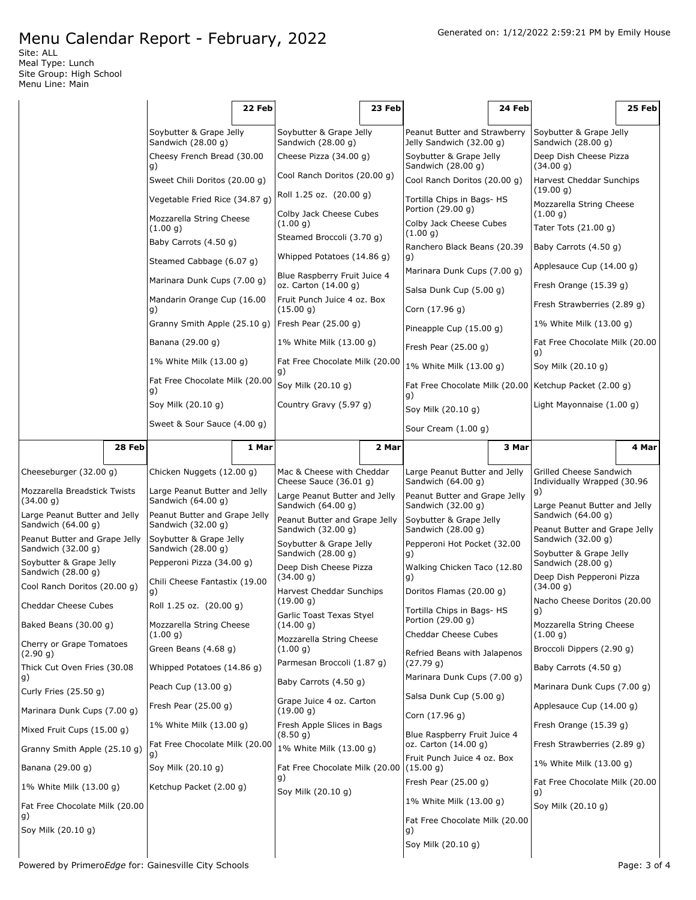# Menu Calendar Report - February, 2022

Generated on: 1/12/2022 2:59:21 PM by Emily House

Site: ALL
Meal Type: Lunch
Site Group: High School
Menu Line: Main

| | 22 Feb | 23 Feb | 24 Feb | 25 Feb |
|---|---|---|---|---|
| | Soybutter & Grape Jelly Sandwich (28.00 g)<br>Cheesy French Bread (30.00 g)<br>Sweet Chili Doritos (20.00 g)<br>Vegetable Fried Rice (34.87 g)<br>Mozzarella String Cheese (1.00 g)<br>Baby Carrots (4.50 g)<br>Steamed Cabbage (6.07 g)<br>Marinara Dunk Cups (7.00 g)<br>Mandarin Orange Cup (16.00 g)<br>Granny Smith Apple (25.10 g)<br>Banana (29.00 g)<br>1% White Milk (13.00 g)<br>Fat Free Chocolate Milk (20.00 g)<br>Soy Milk (20.10 g)<br>Sweet & Sour Sauce (4.00 g) | Soybutter & Grape Jelly Sandwich (28.00 g)<br>Cheese Pizza (34.00 g)<br>Cool Ranch Doritos (20.00 g)<br>Roll 1.25 oz. (20.00 g)<br>Colby Jack Cheese Cubes (1.00 g)<br>Steamed Broccoli (3.70 g)<br>Whipped Potatoes (14.86 g)<br>Blue Raspberry Fruit Juice 4 oz. Carton (14.00 g)<br>Fruit Punch Juice 4 oz. Box (15.00 g)<br>Fresh Pear (25.00 g)<br>1% White Milk (13.00 g)<br>Fat Free Chocolate Milk (20.00 g)<br>Soy Milk (20.10 g)<br>Country Gravy (5.97 g) | Peanut Butter and Strawberry Jelly Sandwich (32.00 g)<br>Soybutter & Grape Jelly Sandwich (28.00 g)<br>Cool Ranch Doritos (20.00 g)<br>Tortilla Chips in Bags- HS Portion (29.00 g)<br>Colby Jack Cheese Cubes (1.00 g)<br>Ranchero Black Beans (20.39 g)<br>Marinara Dunk Cups (7.00 g)<br>Salsa Dunk Cup (5.00 g)<br>Corn (17.96 g)<br>Pineapple Cup (15.00 g)<br>Fresh Pear (25.00 g)<br>1% White Milk (13.00 g)<br>Fat Free Chocolate Milk (20.00 g)<br>Soy Milk (20.10 g)<br>Sour Cream (1.00 g) | Soybutter & Grape Jelly Sandwich (28.00 g)<br>Deep Dish Cheese Pizza (34.00 g)<br>Harvest Cheddar Sunchips (19.00 g)<br>Mozzarella String Cheese (1.00 g)<br>Tater Tots (21.00 g)<br>Baby Carrots (4.50 g)<br>Applesauce Cup (14.00 g)<br>Fresh Orange (15.39 g)<br>Fresh Strawberries (2.89 g)<br>1% White Milk (13.00 g)<br>Fat Free Chocolate Milk (20.00 g)<br>Soy Milk (20.10 g)<br>Ketchup Packet (2.00 g)<br>Light Mayonnaise (1.00 g) |
| **28 Feb** | **1 Mar** | **2 Mar** | **3 Mar** | **4 Mar** |
| Cheeseburger (32.00 g)<br>Mozzarella Breadstick Twists (34.00 g)<br>Large Peanut Butter and Jelly Sandwich (64.00 g)<br>Peanut Butter and Grape Jelly Sandwich (32.00 g)<br>Soybutter & Grape Jelly Sandwich (28.00 g)<br>Cool Ranch Doritos (20.00 g)<br>Cheddar Cheese Cubes<br>Baked Beans (30.00 g)<br>Cherry or Grape Tomatoes (2.90 g)<br>Thick Cut Oven Fries (30.08 g)<br>Curly Fries (25.50 g)<br>Marinara Dunk Cups (7.00 g)<br>Mixed Fruit Cups (15.00 g)<br>Granny Smith Apple (25.10 g)<br>Banana (29.00 g)<br>1% White Milk (13.00 g)<br>Fat Free Chocolate Milk (20.00 g)<br>Soy Milk (20.10 g) | Chicken Nuggets (12.00 g)<br>Large Peanut Butter and Jelly Sandwich (64.00 g)<br>Peanut Butter and Grape Jelly Sandwich (32.00 g)<br>Soybutter & Grape Jelly Sandwich (28.00 g)<br>Pepperoni Pizza (34.00 g)<br>Chili Cheese Fantastix (19.00 g)<br>Roll 1.25 oz. (20.00 g)<br>Mozzarella String Cheese (1.00 g)<br>Green Beans (4.68 g)<br>Whipped Potatoes (14.86 g)<br>Peach Cup (13.00 g)<br>Fresh Pear (25.00 g)<br>1% White Milk (13.00 g)<br>Fat Free Chocolate Milk (20.00 g)<br>Soy Milk (20.10 g)<br>Ketchup Packet (2.00 g) | Mac & Cheese with Cheddar Cheese Sauce (36.01 g)<br>Large Peanut Butter and Jelly Sandwich (64.00 g)<br>Peanut Butter and Grape Jelly Sandwich (32.00 g)<br>Soybutter & Grape Jelly Sandwich (28.00 g)<br>Deep Dish Cheese Pizza (34.00 g)<br>Harvest Cheddar Sunchips (19.00 g)<br>Garlic Toast Texas Styel (14.00 g)<br>Mozzarella String Cheese (1.00 g)<br>Parmesan Broccoli (1.87 g)<br>Baby Carrots (4.50 g)<br>Grape Juice 4 oz. Carton (19.00 g)<br>Fresh Apple Slices in Bags (8.50 g)<br>1% White Milk (13.00 g)<br>Fat Free Chocolate Milk (20.00 g)<br>Soy Milk (20.10 g) | Large Peanut Butter and Jelly Sandwich (64.00 g)<br>Peanut Butter and Grape Jelly Sandwich (32.00 g)<br>Soybutter & Grape Jelly Sandwich (28.00 g)<br>Pepperoni Hot Pocket (32.00 g)<br>Walking Chicken Taco (12.80 g)<br>Doritos Flamas (20.00 g)<br>Tortilla Chips in Bags- HS Portion (29.00 g)<br>Cheddar Cheese Cubes<br>Refried Beans with Jalapenos (27.79 g)<br>Marinara Dunk Cups (7.00 g)<br>Salsa Dunk Cup (5.00 g)<br>Corn (17.96 g)<br>Blue Raspberry Fruit Juice 4 oz. Carton (14.00 g)<br>Fruit Punch Juice 4 oz. Box (15.00 g)<br>Fresh Pear (25.00 g)<br>1% White Milk (13.00 g)<br>Fat Free Chocolate Milk (20.00 g)<br>Soy Milk (20.10 g) | Grilled Cheese Sandwich Individually Wrapped (30.96 g)<br>Large Peanut Butter and Jelly Sandwich (64.00 g)<br>Peanut Butter and Grape Jelly Sandwich (32.00 g)<br>Soybutter & Grape Jelly Sandwich (28.00 g)<br>Deep Dish Pepperoni Pizza (34.00 g)<br>Nacho Cheese Doritos (20.00 g)<br>Mozzarella String Cheese (1.00 g)<br>Broccoli Dippers (2.90 g)<br>Baby Carrots (4.50 g)<br>Marinara Dunk Cups (7.00 g)<br>Applesauce Cup (14.00 g)<br>Fresh Orange (15.39 g)<br>Fresh Strawberries (2.89 g)<br>1% White Milk (13.00 g)<br>Fat Free Chocolate Milk (20.00 g)<br>Soy Milk (20.10 g) |

Powered by Primero*Edge* for: Gainesville City Schools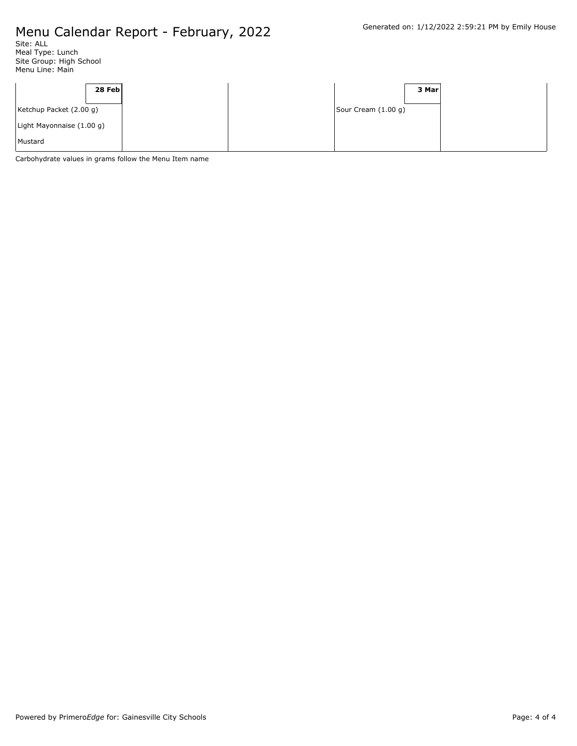# Menu Calendar Report - February, 2022

Generated on: 1/12/2022 2:59:21 PM by Emily House

Site: ALL
Meal Type: Lunch
Site Group: High School
Menu Line: Main

| 28 Feb | | | 3 Mar | |
|---|---|---|---|---|
| Ketchup Packet (2.00 g) | | | Sour Cream (1.00 g) | |
| Light Mayonnaise (1.00 g) | | | | |
| Mustard | | | | |

Carbohydrate values in grams follow the Menu Item name

Powered by Primero*Edge* for: Gainesville City Schools